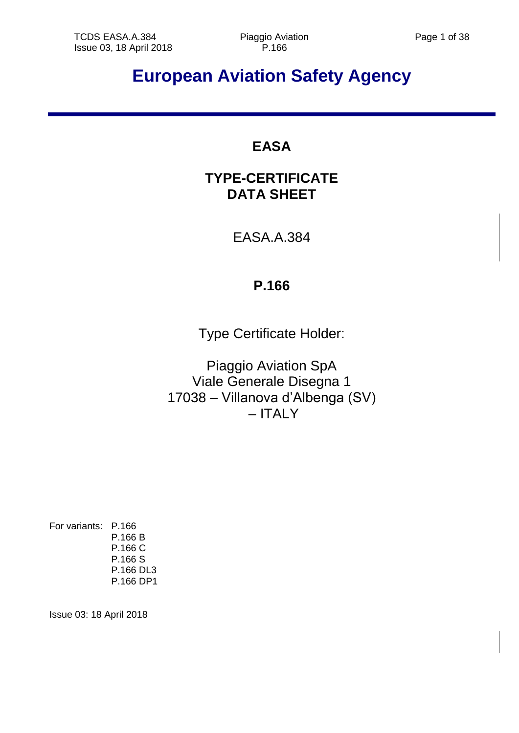# European Aviation Safety Agency

## EASA

## TYPE-CERTIFICATE DATA SHEET

EASA.A.384

## P.166

Type Certificate Holder:

Piaggio Aviation SpA
Viale Generale Disegna 1
17038 – Villanova d'Albenga (SV)
– ITALY

For variants: P.166
P.166 B
P.166 C
P.166 S
P.166 DL3
P.166 DP1

Issue 03: 18 April 2018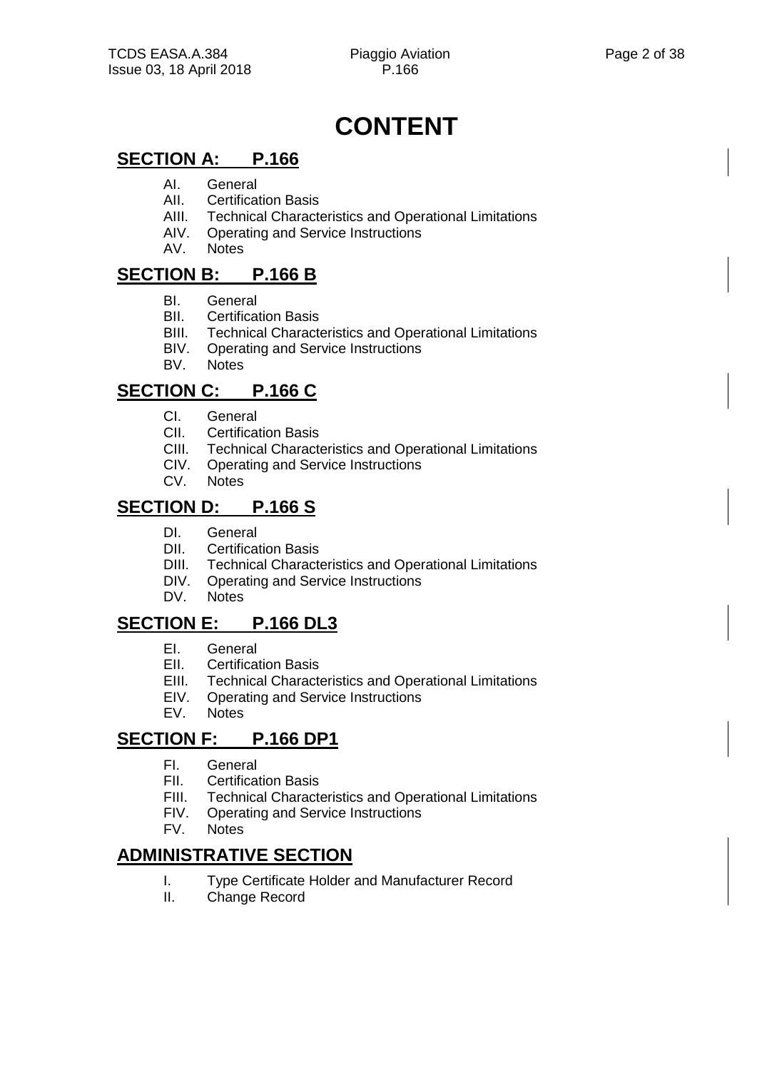# CONTENT

## SECTION A: P.166

- AI. General
- AII. Certification Basis
- AIII. Technical Characteristics and Operational Limitations
- AIV. Operating and Service Instructions
- AV. Notes

## SECTION B: P.166 B

- BI. General
- BII. Certification Basis
- BIII. Technical Characteristics and Operational Limitations
- BIV. Operating and Service Instructions
- BV. Notes

## SECTION C: P.166 C

- CI. General
- CII. Certification Basis
- CIII. Technical Characteristics and Operational Limitations
- CIV. Operating and Service Instructions
- CV. Notes

## SECTION D: P.166 S

- DI. General
- DII. Certification Basis
- DIII. Technical Characteristics and Operational Limitations
- DIV. Operating and Service Instructions
- DV. Notes

## SECTION E: P.166 DL3

- EI. General
- EII. Certification Basis
- EIII. Technical Characteristics and Operational Limitations
- EIV. Operating and Service Instructions
- EV. Notes

## SECTION F: P.166 DP1

- FI. General
- FII. Certification Basis
- FIII. Technical Characteristics and Operational Limitations
- FIV. Operating and Service Instructions
- FV. Notes

## ADMINISTRATIVE SECTION

- I. Type Certificate Holder and Manufacturer Record
- II. Change Record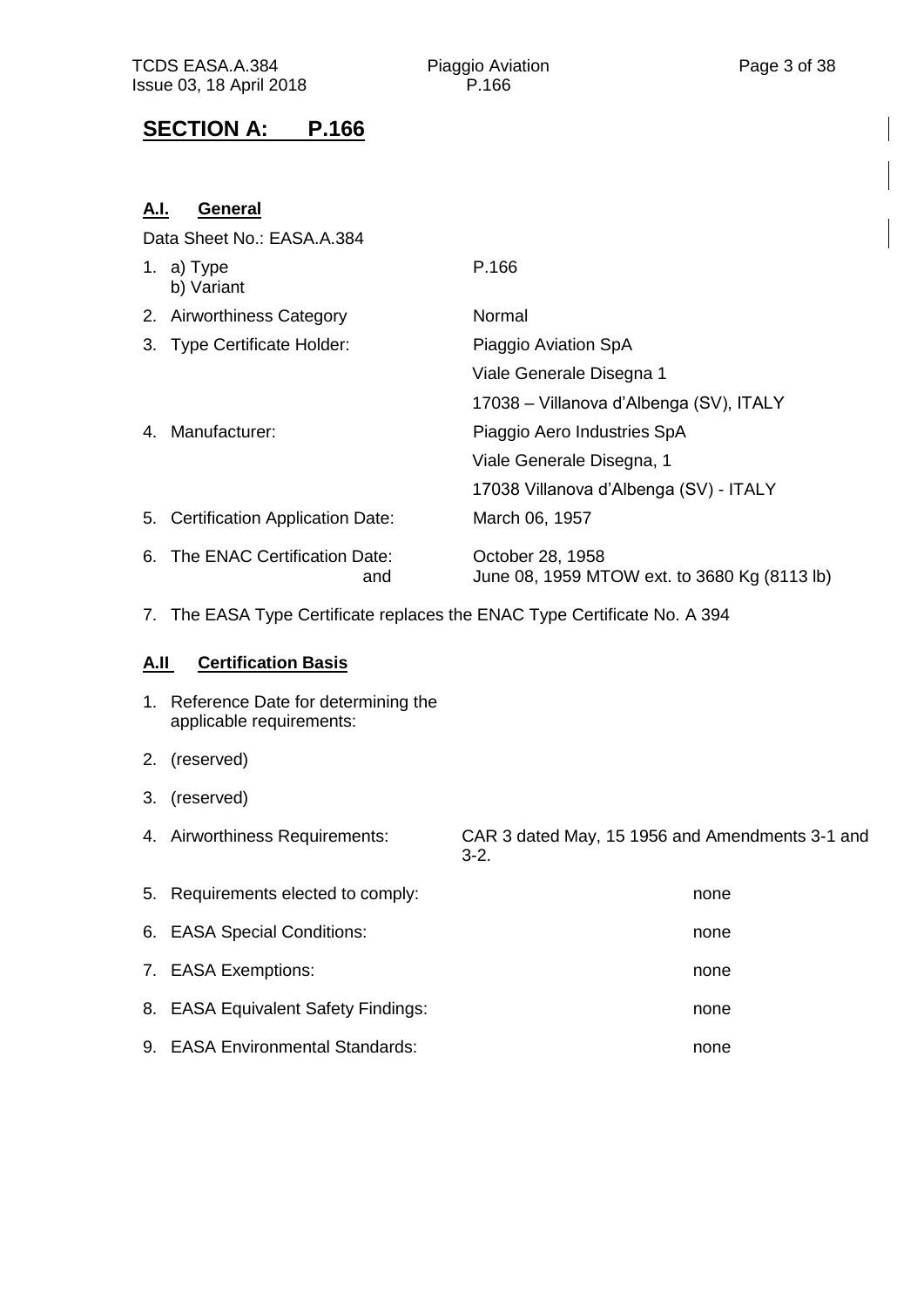# SECTION A: P.166

## A.I. General

Data Sheet No.: EASA.A.384

| | | |
|---|---|---|
| 1. | a) Type<br>b) Variant | P.166 |
| 2. | Airworthiness Category | Normal |
| 3. | Type Certificate Holder: | Piaggio Aviation SpA<br>Viale Generale Disegna 1<br>17038 – Villanova d'Albenga (SV), ITALY |
| 4. | Manufacturer: | Piaggio Aero Industries SpA<br>Viale Generale Disegna, 1<br>17038 Villanova d'Albenga (SV) - ITALY |
| 5. | Certification Application Date: | March 06, 1957 |
| 6. | The ENAC Certification Date:<br>and | October 28, 1958<br>June 08, 1959 MTOW ext. to 3680 Kg (8113 lb) |

7. The EASA Type Certificate replaces the ENAC Type Certificate No. A 394

## A.II Certification Basis

| | | |
|---|---|---|
| 1. | Reference Date for determining the applicable requirements: | |
| 2. | (reserved) | |
| 3. | (reserved) | |
| 4. | Airworthiness Requirements: | CAR 3 dated May, 15 1956 and Amendments 3-1 and 3-2. |
| 5. | Requirements elected to comply: | none |
| 6. | EASA Special Conditions: | none |
| 7. | EASA Exemptions: | none |
| 8. | EASA Equivalent Safety Findings: | none |
| 9. | EASA Environmental Standards: | none |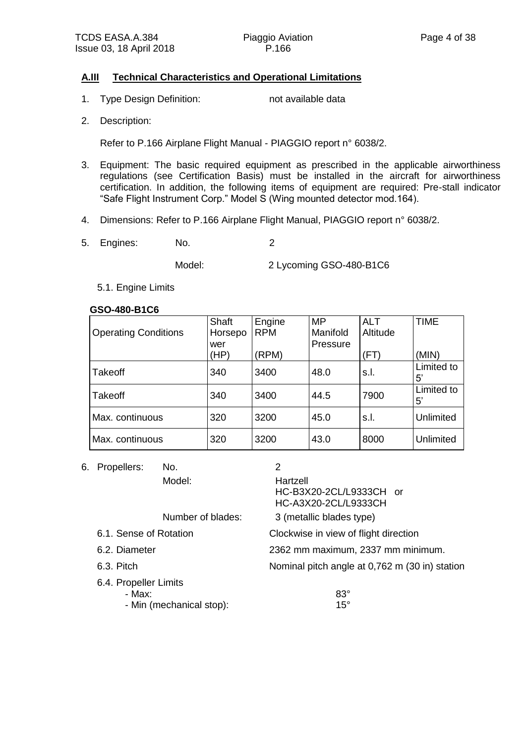## A.III Technical Characteristics and Operational Limitations

1. Type Design Definition: not available data

2. Description:

   Refer to P.166 Airplane Flight Manual - PIAGGIO report n° 6038/2.

3. Equipment: The basic required equipment as prescribed in the applicable airworthiness regulations (see Certification Basis) must be installed in the aircraft for airworthiness certification. In addition, the following items of equipment are required: Pre-stall indicator "Safe Flight Instrument Corp." Model S (Wing mounted detector mod.164).

4. Dimensions: Refer to P.166 Airplane Flight Manual, PIAGGIO report n° 6038/2.

5. Engines: No. 2

   Model: 2 Lycoming GSO-480-B1C6

   5.1. Engine Limits

**GSO-480-B1C6**

| Operating Conditions | Shaft Horsepower (HP) | Engine RPM (RPM) | MP Manifold Pressure | ALT Altitude (FT) | TIME (MIN) |
|---|---|---|---|---|---|
| Takeoff | 340 | 3400 | 48.0 | s.l. | Limited to 5' |
| Takeoff | 340 | 3400 | 44.5 | 7900 | Limited to 5' |
| Max. continuous | 320 | 3200 | 45.0 | s.l. | Unlimited |
| Max. continuous | 320 | 3200 | 43.0 | 8000 | Unlimited |

6. Propellers: No. 2

   Model: Hartzell HC-B3X20-2CL/L9333CH or HC-A3X20-2CL/L9333CH

   Number of blades: 3 (metallic blades type)

   6.1. Sense of Rotation: Clockwise in view of flight direction

   6.2. Diameter: 2362 mm maximum, 2337 mm minimum.

   6.3. Pitch: Nominal pitch angle at 0,762 m (30 in) station

   6.4. Propeller Limits
   - Max: 83°
   - Min (mechanical stop): 15°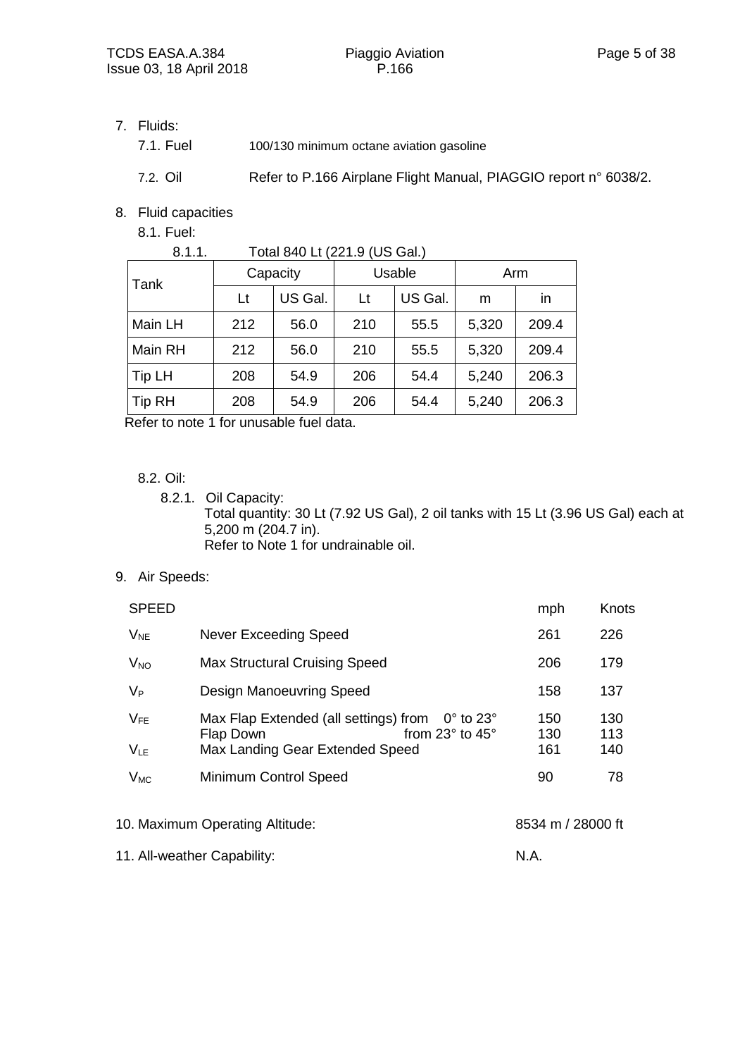7. Fluids:
   - 7.1. Fuel — 100/130 minimum octane aviation gasoline
   - 7.2. Oil — Refer to P.166 Airplane Flight Manual, PIAGGIO report n° 6038/2.

8. Fluid capacities
   - 8.1. Fuel:
     - 8.1.1. Total 840 Lt (221.9 (US Gal.)

| Tank | Capacity | | Usable | | Arm | |
|---|---|---|---|---|---|---|
| | Lt | US Gal. | Lt | US Gal. | m | in |
| Main LH | 212 | 56.0 | 210 | 55.5 | 5,320 | 209.4 |
| Main RH | 212 | 56.0 | 210 | 55.5 | 5,320 | 209.4 |
| Tip LH | 208 | 54.9 | 206 | 54.4 | 5,240 | 206.3 |
| Tip RH | 208 | 54.9 | 206 | 54.4 | 5,240 | 206.3 |

Refer to note 1 for unusable fuel data.

   - 8.2. Oil:
     - 8.2.1. Oil Capacity:
       Total quantity: 30 Lt (7.92 US Gal), 2 oil tanks with 15 Lt (3.96 US Gal) each at 5,200 m (204.7 in).
       Refer to Note 1 for undrainable oil.

9. Air Speeds:

| SPEED | | | mph | Knots |
|---|---|---|---|---|
| $V_{NE}$ | Never Exceeding Speed | | 261 | 226 |
| $V_{NO}$ | Max Structural Cruising Speed | | 206 | 179 |
| $V_P$ | Design Manoeuvring Speed | | 158 | 137 |
| $V_{FE}$ | Max Flap Extended (all settings) from | 0° to 23° | 150 | 130 |
| | Flap Down | from 23° to 45° | 130 | 113 |
| $V_{LE}$ | Max Landing Gear Extended Speed | | 161 | 140 |
| $V_{MC}$ | Minimum Control Speed | | 90 | 78 |

10. Maximum Operating Altitude: 8534 m / 28000 ft

11. All-weather Capability: N.A.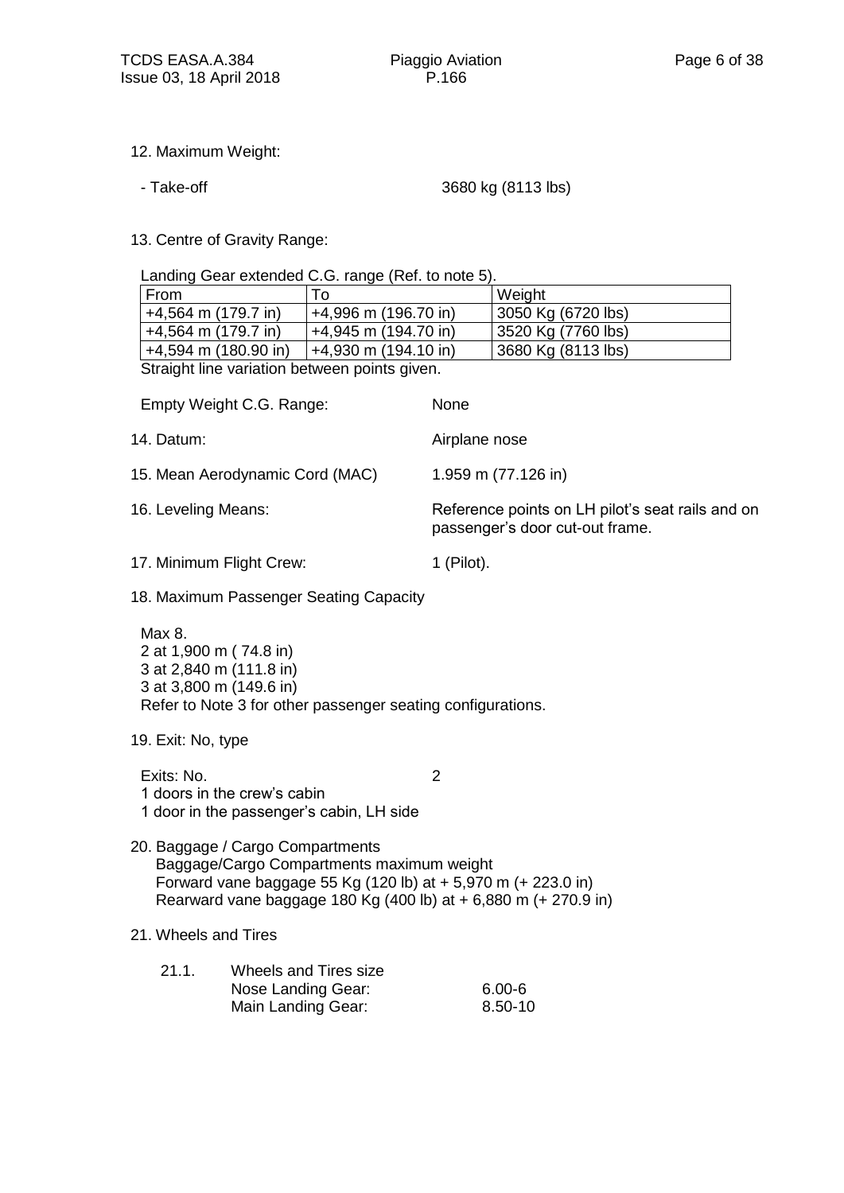12. Maximum Weight:

- Take-off 3680 kg (8113 lbs)

13. Centre of Gravity Range:

Landing Gear extended C.G. range (Ref. to note 5).

| From | To | Weight |
|---|---|---|
| +4,564 m (179.7 in) | +4,996 m (196.70 in) | 3050 Kg (6720 lbs) |
| +4,564 m (179.7 in) | +4,945 m (194.70 in) | 3520 Kg (7760 lbs) |
| +4,594 m (180.90 in) | +4,930 m (194.10 in) | 3680 Kg (8113 lbs) |

Straight line variation between points given.

Empty Weight C.G. Range: None

14. Datum: Airplane nose

15. Mean Aerodynamic Cord (MAC) 1.959 m (77.126 in)

16. Leveling Means: Reference points on LH pilot's seat rails and on passenger's door cut-out frame.

17. Minimum Flight Crew: 1 (Pilot).

18. Maximum Passenger Seating Capacity

Max 8.
2 at 1,900 m ( 74.8 in)
3 at 2,840 m (111.8 in)
3 at 3,800 m (149.6 in)
Refer to Note 3 for other passenger seating configurations.

19. Exit: No, type

Exits: No. 2
1 doors in the crew's cabin
1 door in the passenger's cabin, LH side

20. Baggage / Cargo Compartments
Baggage/Cargo Compartments maximum weight
Forward vane baggage 55 Kg (120 lb) at + 5,970 m (+ 223.0 in)
Rearward vane baggage 180 Kg (400 lb) at + 6,880 m (+ 270.9 in)

21. Wheels and Tires

21.1. Wheels and Tires size
Nose Landing Gear: 6.00-6
Main Landing Gear: 8.50-10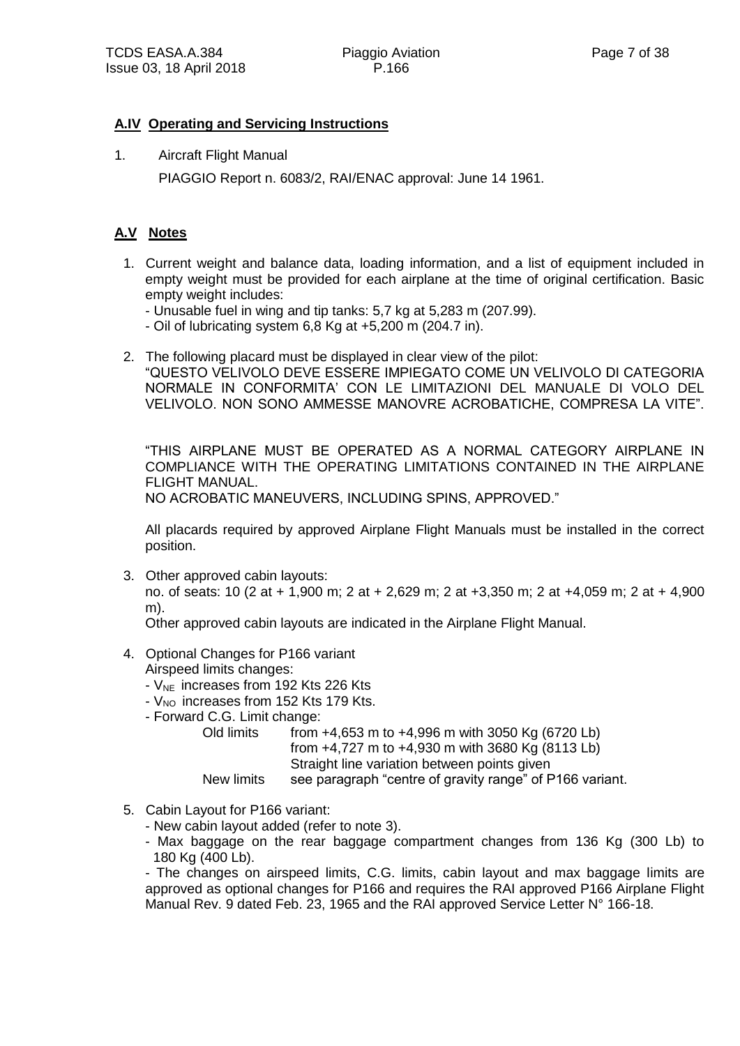## A.IV Operating and Servicing Instructions

1. Aircraft Flight Manual

   PIAGGIO Report n. 6083/2, RAI/ENAC approval: June 14 1961.

## A.V Notes

1. Current weight and balance data, loading information, and a list of equipment included in empty weight must be provided for each airplane at the time of original certification. Basic empty weight includes:
   - Unusable fuel in wing and tip tanks: 5,7 kg at 5,283 m (207.99).
   - Oil of lubricating system 6,8 Kg at +5,200 m (204.7 in).

2. The following placard must be displayed in clear view of the pilot:
   "QUESTO VELIVOLO DEVE ESSERE IMPIEGATO COME UN VELIVOLO DI CATEGORIA NORMALE IN CONFORMITA' CON LE LIMITAZIONI DEL MANUALE DI VOLO DEL VELIVOLO. NON SONO AMMESSE MANOVRE ACROBATICHE, COMPRESA LA VITE".

   "THIS AIRPLANE MUST BE OPERATED AS A NORMAL CATEGORY AIRPLANE IN COMPLIANCE WITH THE OPERATING LIMITATIONS CONTAINED IN THE AIRPLANE FLIGHT MANUAL.
   NO ACROBATIC MANEUVERS, INCLUDING SPINS, APPROVED."

   All placards required by approved Airplane Flight Manuals must be installed in the correct position.

3. Other approved cabin layouts:
   no. of seats: 10 (2 at + 1,900 m; 2 at + 2,629 m; 2 at +3,350 m; 2 at +4,059 m; 2 at + 4,900 m).
   Other approved cabin layouts are indicated in the Airplane Flight Manual.

4. Optional Changes for P166 variant
   Airspeed limits changes:
   - $V_{NE}$ increases from 192 Kts 226 Kts
   - $V_{NO}$ increases from 152 Kts 179 Kts.
   - Forward C.G. Limit change:

     Old limits: from +4,653 m to +4,996 m with 3050 Kg (6720 Lb)
     from +4,727 m to +4,930 m with 3680 Kg (8113 Lb)
     Straight line variation between points given

     New limits: see paragraph "centre of gravity range" of P166 variant.

5. Cabin Layout for P166 variant:
   - New cabin layout added (refer to note 3).
   - Max baggage on the rear baggage compartment changes from 136 Kg (300 Lb) to 180 Kg (400 Lb).
   - The changes on airspeed limits, C.G. limits, cabin layout and max baggage limits are approved as optional changes for P166 and requires the RAI approved P166 Airplane Flight Manual Rev. 9 dated Feb. 23, 1965 and the RAI approved Service Letter N° 166-18.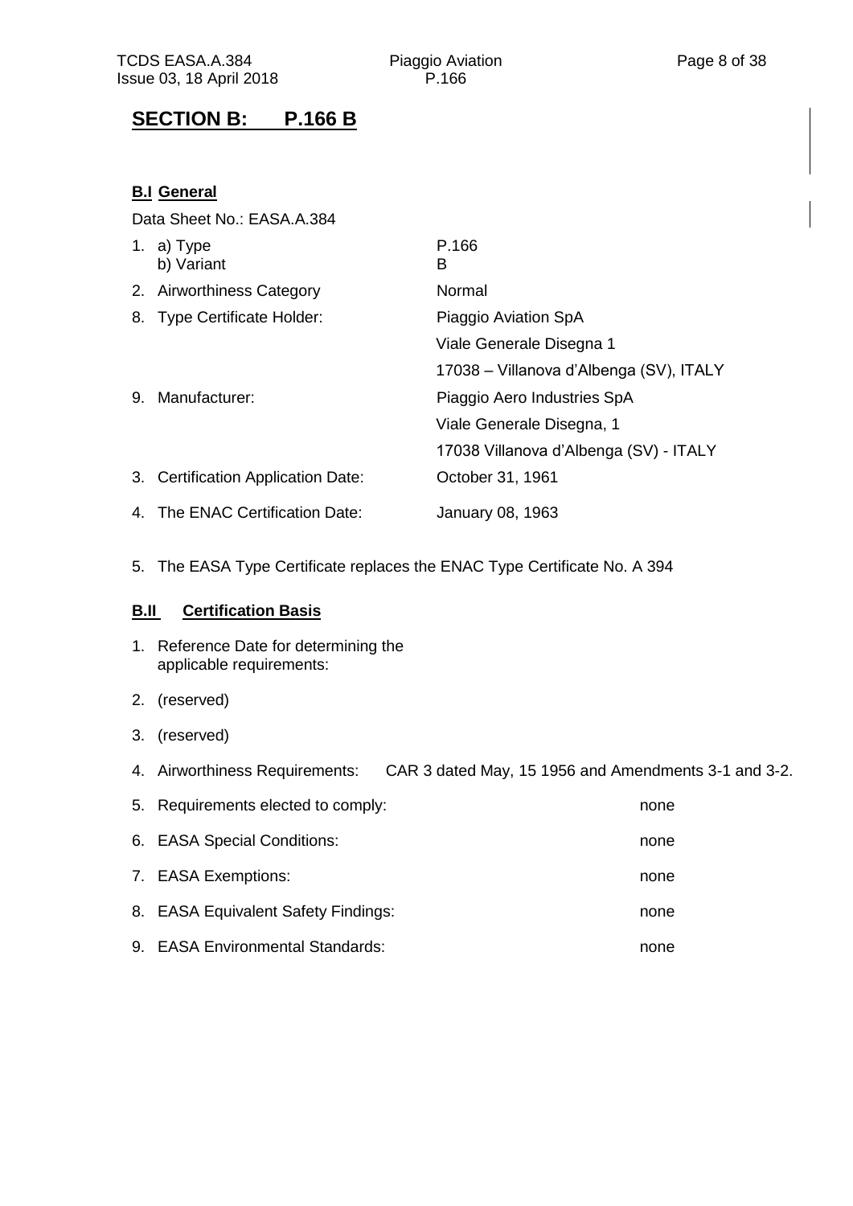## SECTION B: P.166 B

### B.I General

Data Sheet No.: EASA.A.384

| | |
|---|---|
| 1. a) Type | P.166 |
| b) Variant | B |
| 2. Airworthiness Category | Normal |
| 8. Type Certificate Holder: | Piaggio Aviation SpA<br>Viale Generale Disegna 1<br>17038 – Villanova d'Albenga (SV), ITALY |
| 9. Manufacturer: | Piaggio Aero Industries SpA<br>Viale Generale Disegna, 1<br>17038 Villanova d'Albenga (SV) - ITALY |
| 3. Certification Application Date: | October 31, 1961 |
| 4. The ENAC Certification Date: | January 08, 1963 |

5. The EASA Type Certificate replaces the ENAC Type Certificate No. A 394

### B.II Certification Basis

1. Reference Date for determining the applicable requirements:
2. (reserved)
3. (reserved)
4. Airworthiness Requirements: CAR 3 dated May, 15 1956 and Amendments 3-1 and 3-2.
5. Requirements elected to comply: none
6. EASA Special Conditions: none
7. EASA Exemptions: none
8. EASA Equivalent Safety Findings: none
9. EASA Environmental Standards: none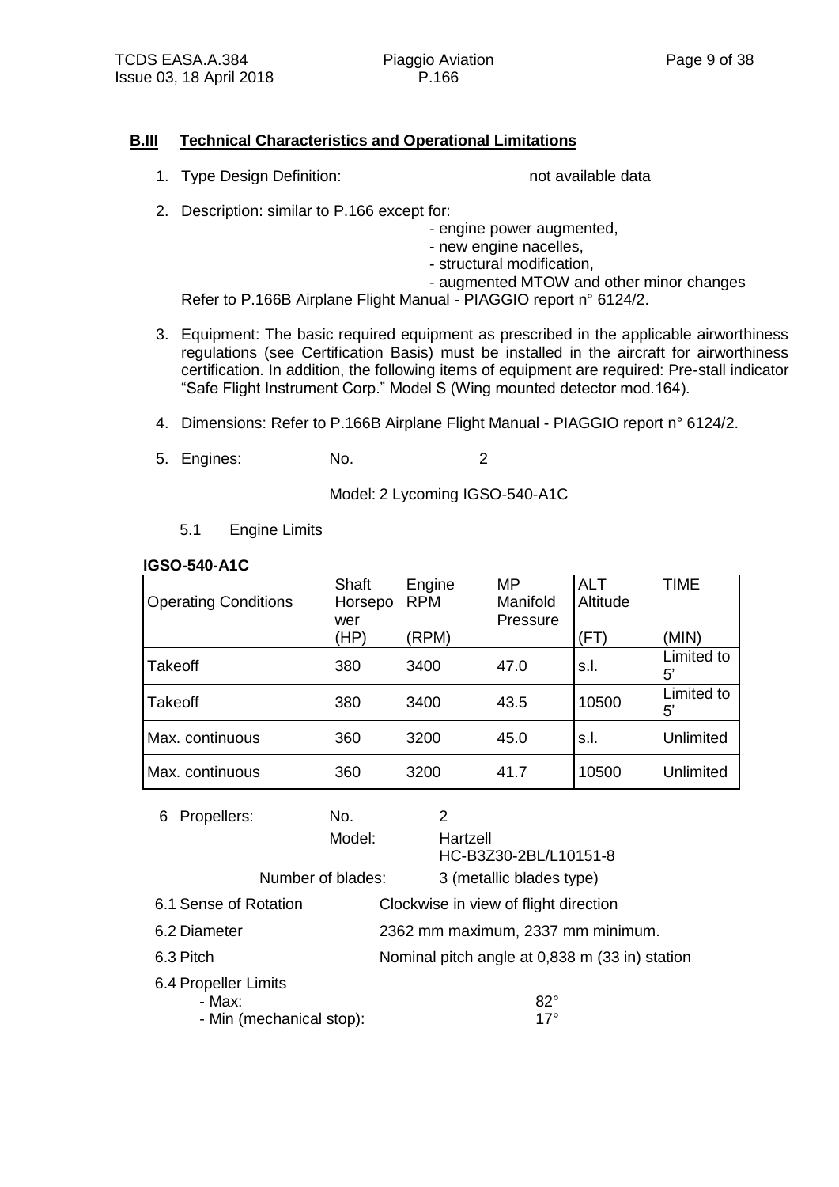## B.III Technical Characteristics and Operational Limitations

1. Type Design Definition: not available data

2. Description: similar to P.166 except for:
   - engine power augmented,
   - new engine nacelles,
   - structural modification,
   - augmented MTOW and other minor changes

   Refer to P.166B Airplane Flight Manual - PIAGGIO report n° 6124/2.

3. Equipment: The basic required equipment as prescribed in the applicable airworthiness regulations (see Certification Basis) must be installed in the aircraft for airworthiness certification. In addition, the following items of equipment are required: Pre-stall indicator "Safe Flight Instrument Corp." Model S (Wing mounted detector mod.164).

4. Dimensions: Refer to P.166B Airplane Flight Manual - PIAGGIO report n° 6124/2.

5. Engines: No. 2

   Model: 2 Lycoming IGSO-540-A1C

   5.1 Engine Limits

**IGSO-540-A1C**

| Operating Conditions | Shaft Horsepower (HP) | Engine RPM (RPM) | MP Manifold Pressure | ALT Altitude (FT) | TIME (MIN) |
|---|---|---|---|---|---|
| Takeoff | 380 | 3400 | 47.0 | s.l. | Limited to 5' |
| Takeoff | 380 | 3400 | 43.5 | 10500 | Limited to 5' |
| Max. continuous | 360 | 3200 | 45.0 | s.l. | Unlimited |
| Max. continuous | 360 | 3200 | 41.7 | 10500 | Unlimited |

6 Propellers: No. 2

Model: Hartzell HC-B3Z30-2BL/L10151-8

Number of blades: 3 (metallic blades type)

6.1 Sense of Rotation: Clockwise in view of flight direction

6.2 Diameter: 2362 mm maximum, 2337 mm minimum.

6.3 Pitch: Nominal pitch angle at 0,838 m (33 in) station

6.4 Propeller Limits
- Max: 82°
- Min (mechanical stop): 17°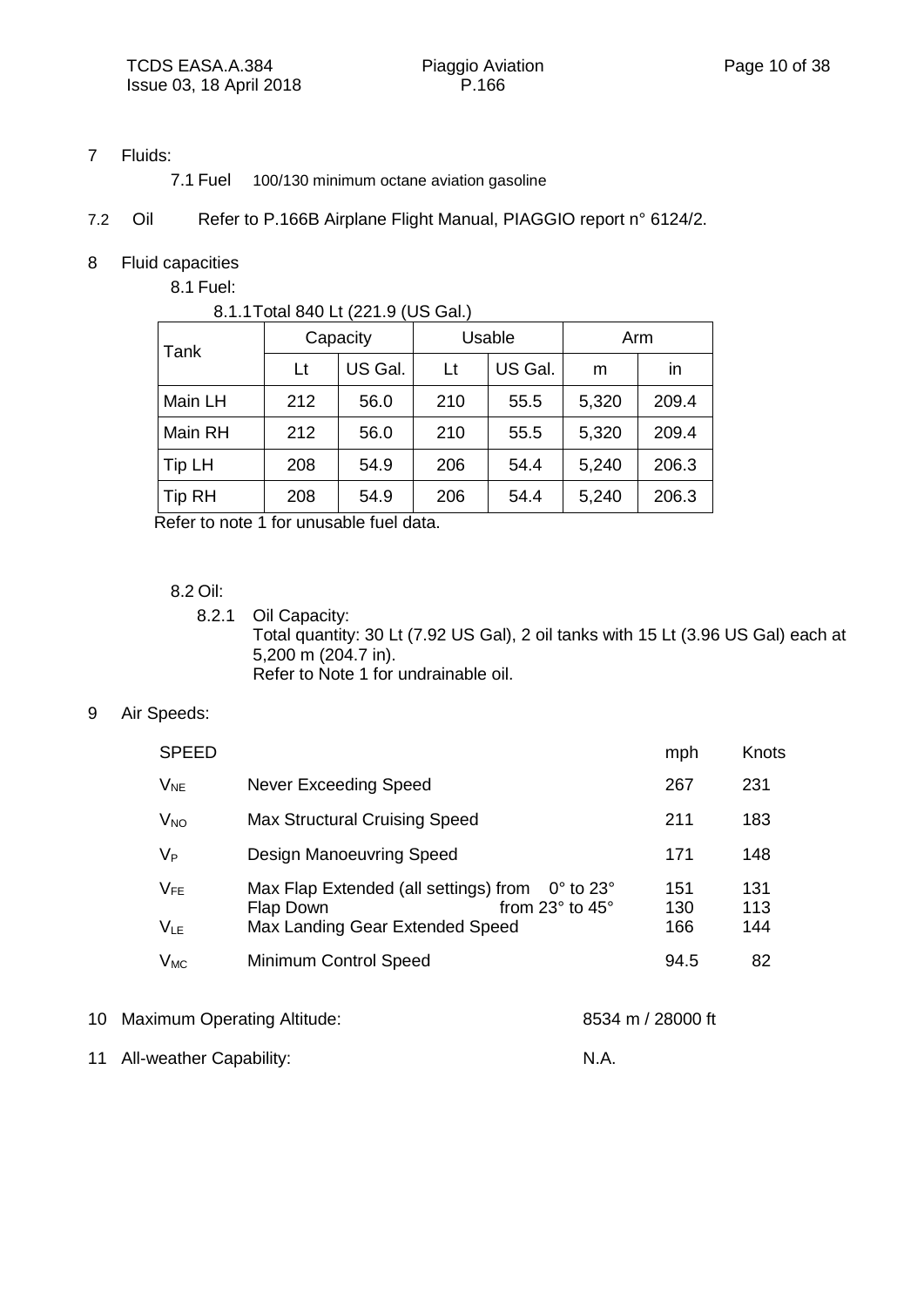7 Fluids:

7.1 Fuel 100/130 minimum octane aviation gasoline

7.2 Oil Refer to P.166B Airplane Flight Manual, PIAGGIO report n° 6124/2.

8 Fluid capacities

8.1 Fuel:

8.1.1 Total 840 Lt (221.9 (US Gal.)

| Tank | Capacity | | Usable | | Arm | |
|---|---|---|---|---|---|---|
| | Lt | US Gal. | Lt | US Gal. | m | in |
| Main LH | 212 | 56.0 | 210 | 55.5 | 5,320 | 209.4 |
| Main RH | 212 | 56.0 | 210 | 55.5 | 5,320 | 209.4 |
| Tip LH | 208 | 54.9 | 206 | 54.4 | 5,240 | 206.3 |
| Tip RH | 208 | 54.9 | 206 | 54.4 | 5,240 | 206.3 |

Refer to note 1 for unusable fuel data.

8.2 Oil:

8.2.1 Oil Capacity:
Total quantity: 30 Lt (7.92 US Gal), 2 oil tanks with 15 Lt (3.96 US Gal) each at 5,200 m (204.7 in).
Refer to Note 1 for undrainable oil.

9 Air Speeds:

| SPEED | | mph | Knots |
|---|---|---|---|
| $V_{NE}$ | Never Exceeding Speed | 267 | 231 |
| $V_{NO}$ | Max Structural Cruising Speed | 211 | 183 |
| $V_P$ | Design Manoeuvring Speed | 171 | 148 |
| $V_{FE}$ | Max Flap Extended (all settings) from 0° to 23° | 151 | 131 |
| | Flap Down from 23° to 45° | 130 | 113 |
| $V_{LE}$ | Max Landing Gear Extended Speed | 166 | 144 |
| $V_{MC}$ | Minimum Control Speed | 94.5 | 82 |

10 Maximum Operating Altitude: 8534 m / 28000 ft

11 All-weather Capability: N.A.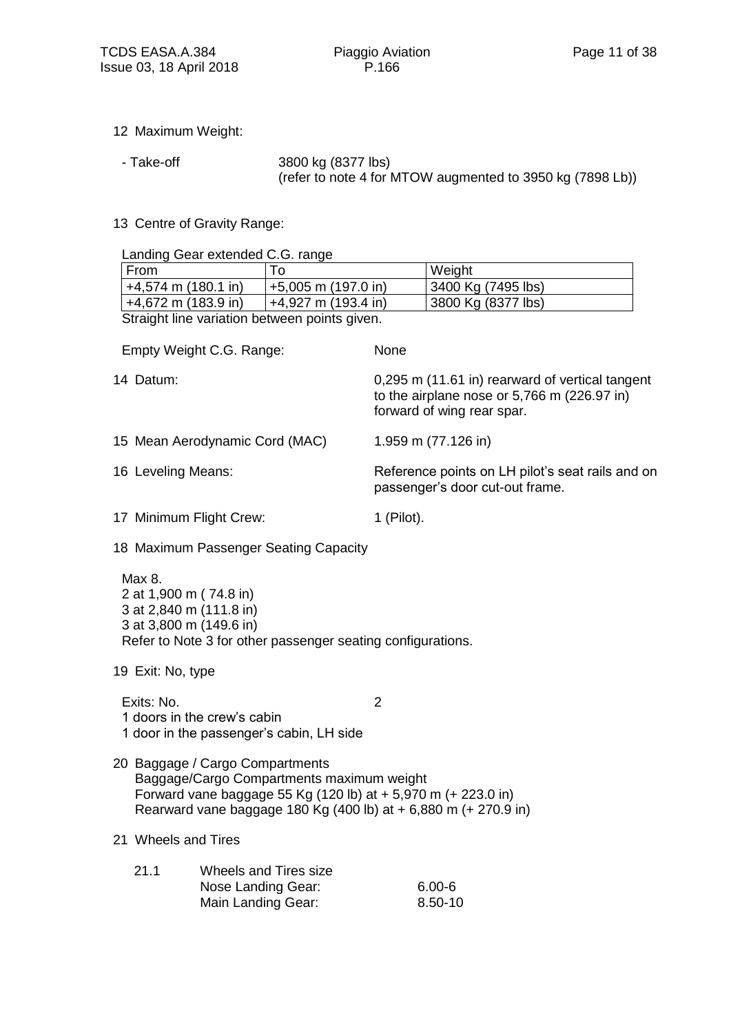12 Maximum Weight:

- Take-off 3800 kg (8377 lbs)
  (refer to note 4 for MTOW augmented to 3950 kg (7898 Lb))

13 Centre of Gravity Range:

Landing Gear extended C.G. range

| From | To | Weight |
|---|---|---|
| +4,574 m (180.1 in) | +5,005 m (197.0 in) | 3400 Kg (7495 lbs) |
| +4,672 m (183.9 in) | +4,927 m (193.4 in) | 3800 Kg (8377 lbs) |

Straight line variation between points given.

Empty Weight C.G. Range: None

14 Datum: 0,295 m (11.61 in) rearward of vertical tangent to the airplane nose or 5,766 m (226.97 in) forward of wing rear spar.

15 Mean Aerodynamic Cord (MAC) 1.959 m (77.126 in)

16 Leveling Means: Reference points on LH pilot's seat rails and on passenger's door cut-out frame.

17 Minimum Flight Crew: 1 (Pilot).

18 Maximum Passenger Seating Capacity

Max 8.
2 at 1,900 m ( 74.8 in)
3 at 2,840 m (111.8 in)
3 at 3,800 m (149.6 in)
Refer to Note 3 for other passenger seating configurations.

19 Exit: No, type

Exits: No. 2
1 doors in the crew's cabin
1 door in the passenger's cabin, LH side

20 Baggage / Cargo Compartments
Baggage/Cargo Compartments maximum weight
Forward vane baggage 55 Kg (120 lb) at + 5,970 m (+ 223.0 in)
Rearward vane baggage 180 Kg (400 lb) at + 6,880 m (+ 270.9 in)

21 Wheels and Tires

21.1 Wheels and Tires size
Nose Landing Gear: 6.00-6
Main Landing Gear: 8.50-10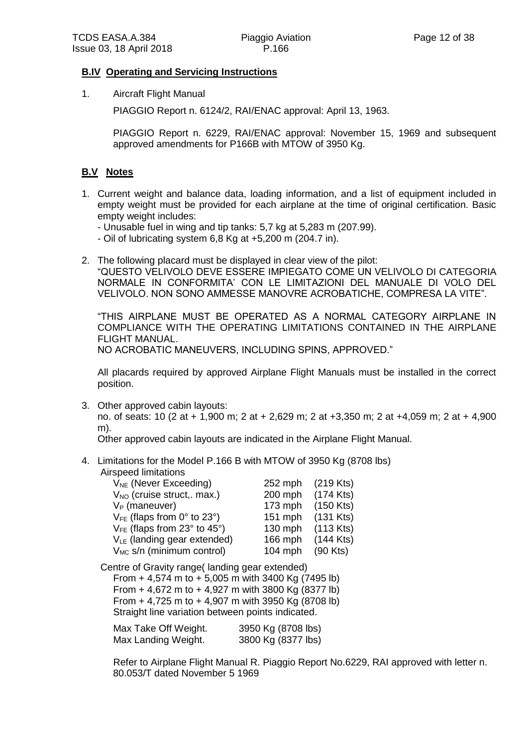## B.IV Operating and Servicing Instructions

1. Aircraft Flight Manual

   PIAGGIO Report n. 6124/2, RAI/ENAC approval: April 13, 1963.

   PIAGGIO Report n. 6229, RAI/ENAC approval: November 15, 1969 and subsequent approved amendments for P166B with MTOW of 3950 Kg.

## B.V Notes

1. Current weight and balance data, loading information, and a list of equipment included in empty weight must be provided for each airplane at the time of original certification. Basic empty weight includes:
   - Unusable fuel in wing and tip tanks: 5,7 kg at 5,283 m (207.99).
   - Oil of lubricating system 6,8 Kg at +5,200 m (204.7 in).

2. The following placard must be displayed in clear view of the pilot:
   "QUESTO VELIVOLO DEVE ESSERE IMPIEGATO COME UN VELIVOLO DI CATEGORIA NORMALE IN CONFORMITA' CON LE LIMITAZIONI DEL MANUALE DI VOLO DEL VELIVOLO. NON SONO AMMESSE MANOVRE ACROBATICHE, COMPRESA LA VITE".

   "THIS AIRPLANE MUST BE OPERATED AS A NORMAL CATEGORY AIRPLANE IN COMPLIANCE WITH THE OPERATING LIMITATIONS CONTAINED IN THE AIRPLANE FLIGHT MANUAL.
   NO ACROBATIC MANEUVERS, INCLUDING SPINS, APPROVED."

   All placards required by approved Airplane Flight Manuals must be installed in the correct position.

3. Other approved cabin layouts:
   no. of seats: 10 (2 at + 1,900 m; 2 at + 2,629 m; 2 at +3,350 m; 2 at +4,059 m; 2 at + 4,900 m).
   Other approved cabin layouts are indicated in the Airplane Flight Manual.

4. Limitations for the Model P.166 B with MTOW of 3950 Kg (8708 lbs)
   Airspeed limitations

   | | | |
   |---|---|---|
   | $V_{NE}$ (Never Exceeding) | 252 mph | (219 Kts) |
   | $V_{NO}$ (cruise struct,. max.) | 200 mph | (174 Kts) |
   | $V_{P}$ (maneuver) | 173 mph | (150 Kts) |
   | $V_{FE}$ (flaps from 0° to 23°) | 151 mph | (131 Kts) |
   | $V_{FE}$ (flaps from 23° to 45°) | 130 mph | (113 Kts) |
   | $V_{LE}$ (landing gear extended) | 166 mph | (144 Kts) |
   | $V_{MC}$ s/n (minimum control) | 104 mph | (90 Kts) |

   Centre of Gravity range( landing gear extended)
   From + 4,574 m to + 5,005 m with 3400 Kg (7495 lb)
   From + 4,672 m to + 4,927 m with 3800 Kg (8377 lb)
   From + 4,725 m to + 4,907 m with 3950 Kg (8708 lb)
   Straight line variation between points indicated.

   | | |
   |---|---|
   | Max Take Off Weight. | 3950 Kg (8708 lbs) |
   | Max Landing Weight. | 3800 Kg (8377 lbs) |

   Refer to Airplane Flight Manual R. Piaggio Report No.6229, RAI approved with letter n. 80.053/T dated November 5 1969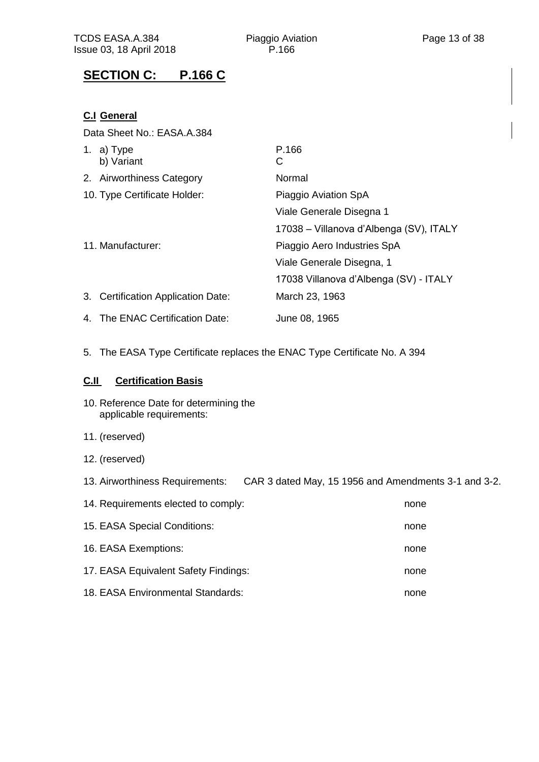## SECTION C: P.166 C

### C.I General

Data Sheet No.: EASA.A.384

1. a) Type — P.166
   b) Variant — C
2. Airworthiness Category — Normal

10. Type Certificate Holder: Piaggio Aviation SpA
    Viale Generale Disegna 1
    17038 – Villanova d'Albenga (SV), ITALY

11. Manufacturer: Piaggio Aero Industries SpA
    Viale Generale Disegna, 1
    17038 Villanova d'Albenga (SV) - ITALY

3. Certification Application Date: March 23, 1963
4. The ENAC Certification Date: June 08, 1965
5. The EASA Type Certificate replaces the ENAC Type Certificate No. A 394

### C.II Certification Basis

10. Reference Date for determining the applicable requirements:
11. (reserved)
12. (reserved)
13. Airworthiness Requirements: CAR 3 dated May, 15 1956 and Amendments 3-1 and 3-2.
14. Requirements elected to comply: none
15. EASA Special Conditions: none
16. EASA Exemptions: none
17. EASA Equivalent Safety Findings: none
18. EASA Environmental Standards: none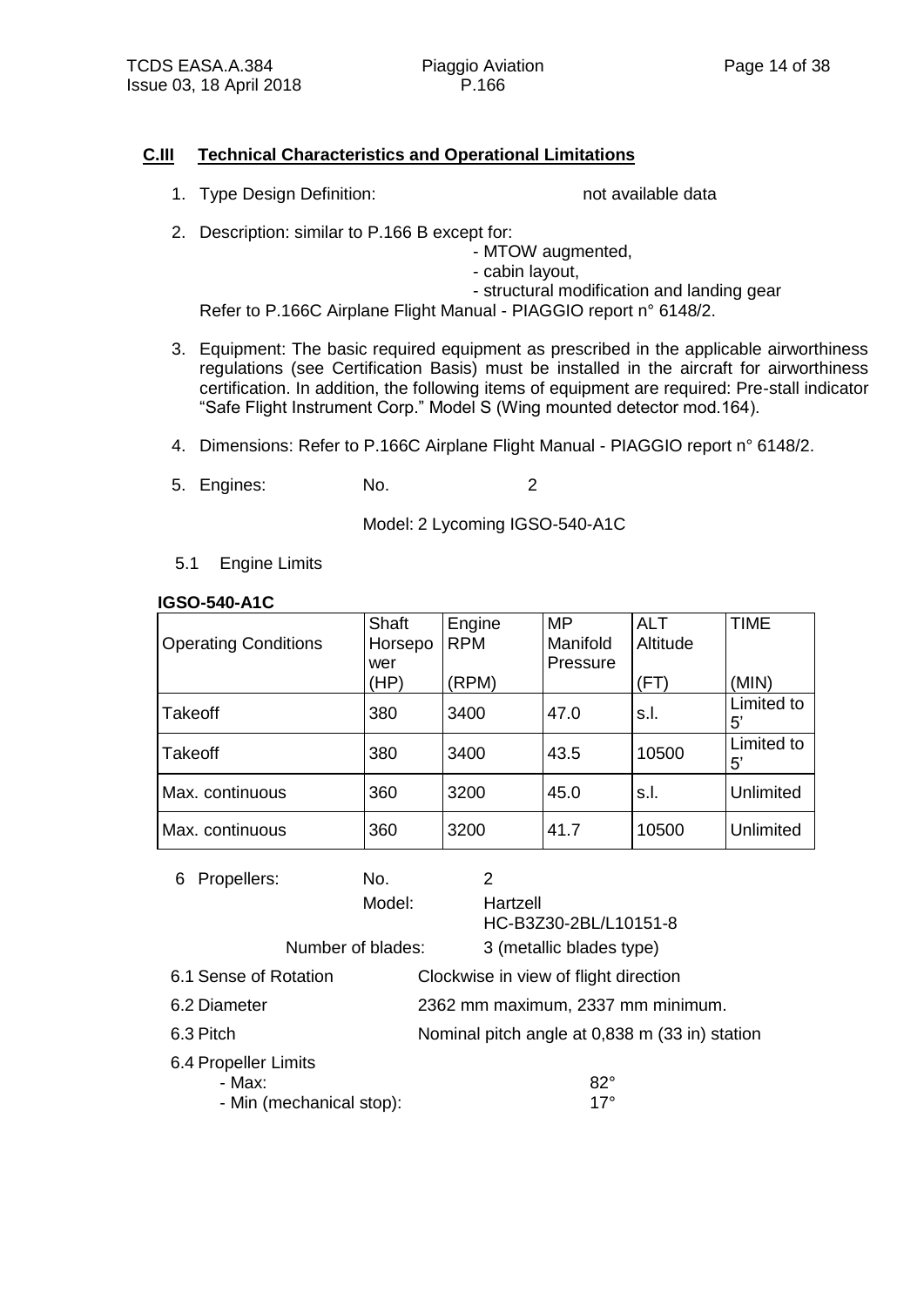## C.III Technical Characteristics and Operational Limitations

1. Type Design Definition: not available data

2. Description: similar to P.166 B except for:
   - MTOW augmented,
   - cabin layout,
   - structural modification and landing gear

   Refer to P.166C Airplane Flight Manual - PIAGGIO report n° 6148/2.

3. Equipment: The basic required equipment as prescribed in the applicable airworthiness regulations (see Certification Basis) must be installed in the aircraft for airworthiness certification. In addition, the following items of equipment are required: Pre-stall indicator "Safe Flight Instrument Corp." Model S (Wing mounted detector mod.164).

4. Dimensions: Refer to P.166C Airplane Flight Manual - PIAGGIO report n° 6148/2.

5. Engines: No. 2

   Model: 2 Lycoming IGSO-540-A1C

   5.1 Engine Limits

**IGSO-540-A1C**

| Operating Conditions | Shaft Horsepower (HP) | Engine RPM (RPM) | MP Manifold Pressure | ALT Altitude (FT) | TIME (MIN) |
|---|---|---|---|---|---|
| Takeoff | 380 | 3400 | 47.0 | s.l. | Limited to 5' |
| Takeoff | 380 | 3400 | 43.5 | 10500 | Limited to 5' |
| Max. continuous | 360 | 3200 | 45.0 | s.l. | Unlimited |
| Max. continuous | 360 | 3200 | 41.7 | 10500 | Unlimited |

6 Propellers: No. 2

Model: Hartzell HC-B3Z30-2BL/L10151-8

Number of blades: 3 (metallic blades type)

6.1 Sense of Rotation: Clockwise in view of flight direction

6.2 Diameter: 2362 mm maximum, 2337 mm minimum.

6.3 Pitch: Nominal pitch angle at 0,838 m (33 in) station

6.4 Propeller Limits
- Max: 82°
- Min (mechanical stop): 17°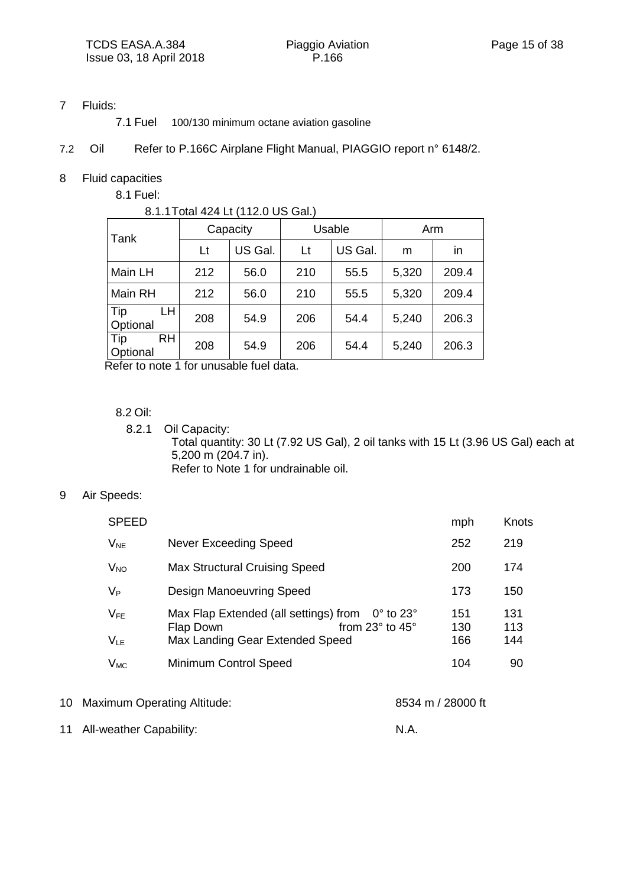## 7 Fluids:

7.1 Fuel 100/130 minimum octane aviation gasoline

7.2 Oil Refer to P.166C Airplane Flight Manual, PIAGGIO report n° 6148/2.

## 8 Fluid capacities

8.1 Fuel:

8.1.1 Total 424 Lt (112.0 US Gal.)

| Tank | Capacity | | Usable | | Arm | |
|---|---|---|---|---|---|---|
| | Lt | US Gal. | Lt | US Gal. | m | in |
| Main LH | 212 | 56.0 | 210 | 55.5 | 5,320 | 209.4 |
| Main RH | 212 | 56.0 | 210 | 55.5 | 5,320 | 209.4 |
| Tip LH Optional | 208 | 54.9 | 206 | 54.4 | 5,240 | 206.3 |
| Tip RH Optional | 208 | 54.9 | 206 | 54.4 | 5,240 | 206.3 |

Refer to note 1 for unusable fuel data.

8.2 Oil:

8.2.1 Oil Capacity:
Total quantity: 30 Lt (7.92 US Gal), 2 oil tanks with 15 Lt (3.96 US Gal) each at 5,200 m (204.7 in).
Refer to Note 1 for undrainable oil.

## 9 Air Speeds:

| SPEED | | | mph | Knots |
|---|---|---|---|---|
| $V_{NE}$ | Never Exceeding Speed | | 252 | 219 |
| $V_{NO}$ | Max Structural Cruising Speed | | 200 | 174 |
| $V_P$ | Design Manoeuvring Speed | | 173 | 150 |
| $V_{FE}$ | Max Flap Extended (all settings) from | 0° to 23° | 151 | 131 |
| | Flap Down | from 23° to 45° | 130 | 113 |
| $V_{LE}$ | Max Landing Gear Extended Speed | | 166 | 144 |
| $V_{MC}$ | Minimum Control Speed | | 104 | 90 |

## 10 Maximum Operating Altitude: 8534 m / 28000 ft

## 11 All-weather Capability: N.A.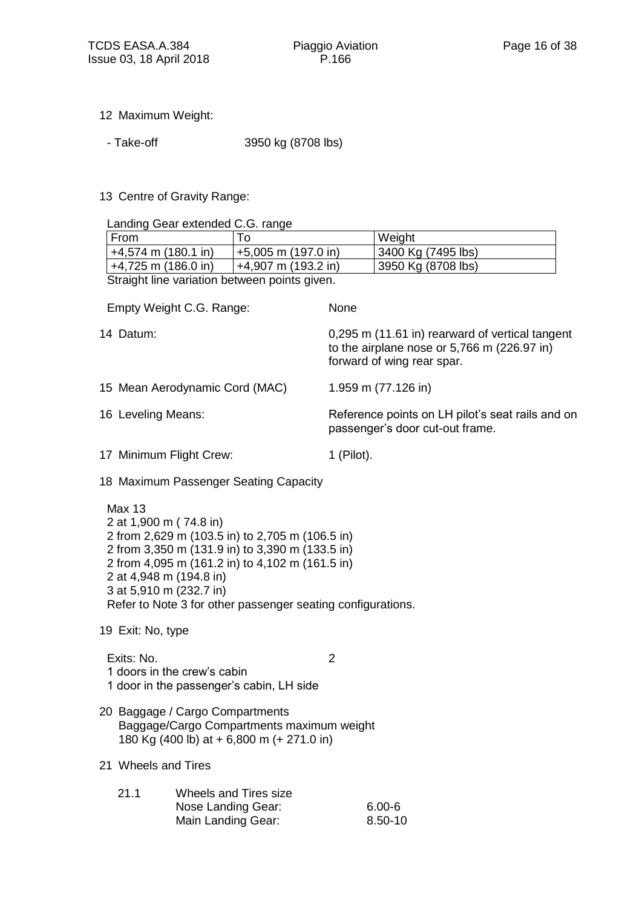12 Maximum Weight:

- Take-off 3950 kg (8708 lbs)

13 Centre of Gravity Range:

Landing Gear extended C.G. range

| From | To | Weight |
|---|---|---|
| +4,574 m (180.1 in) | +5,005 m (197.0 in) | 3400 Kg (7495 lbs) |
| +4,725 m (186.0 in) | +4,907 m (193.2 in) | 3950 Kg (8708 lbs) |

Straight line variation between points given.

Empty Weight C.G. Range: None

14 Datum: 0,295 m (11.61 in) rearward of vertical tangent to the airplane nose or 5,766 m (226.97 in) forward of wing rear spar.

15 Mean Aerodynamic Cord (MAC) 1.959 m (77.126 in)

16 Leveling Means: Reference points on LH pilot's seat rails and on passenger's door cut-out frame.

17 Minimum Flight Crew: 1 (Pilot).

18 Maximum Passenger Seating Capacity

Max 13
2 at 1,900 m ( 74.8 in)
2 from 2,629 m (103.5 in) to 2,705 m (106.5 in)
2 from 3,350 m (131.9 in) to 3,390 m (133.5 in)
2 from 4,095 m (161.2 in) to 4,102 m (161.5 in)
2 at 4,948 m (194.8 in)
3 at 5,910 m (232.7 in)
Refer to Note 3 for other passenger seating configurations.

19 Exit: No, type

Exits: No. 2
1 doors in the crew's cabin
1 door in the passenger's cabin, LH side

20 Baggage / Cargo Compartments
Baggage/Cargo Compartments maximum weight
180 Kg (400 lb) at + 6,800 m (+ 271.0 in)

21 Wheels and Tires

21.1 Wheels and Tires size
Nose Landing Gear: 6.00-6
Main Landing Gear: 8.50-10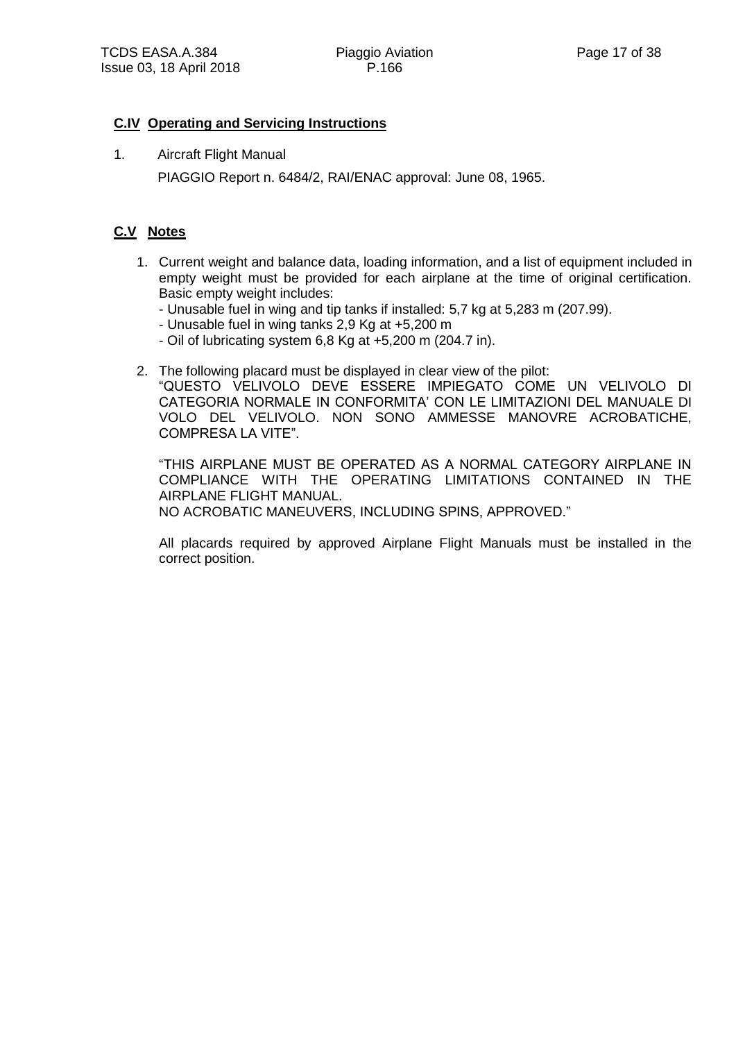## C.IV Operating and Servicing Instructions

1. Aircraft Flight Manual

   PIAGGIO Report n. 6484/2, RAI/ENAC approval: June 08, 1965.

## C.V Notes

1. Current weight and balance data, loading information, and a list of equipment included in empty weight must be provided for each airplane at the time of original certification. Basic empty weight includes:
   - Unusable fuel in wing and tip tanks if installed: 5,7 kg at 5,283 m (207.99).
   - Unusable fuel in wing tanks 2,9 Kg at +5,200 m
   - Oil of lubricating system 6,8 Kg at +5,200 m (204.7 in).

2. The following placard must be displayed in clear view of the pilot:
   "QUESTO VELIVOLO DEVE ESSERE IMPIEGATO COME UN VELIVOLO DI CATEGORIA NORMALE IN CONFORMITA' CON LE LIMITAZIONI DEL MANUALE DI VOLO DEL VELIVOLO. NON SONO AMMESSE MANOVRE ACROBATICHE, COMPRESA LA VITE".

   "THIS AIRPLANE MUST BE OPERATED AS A NORMAL CATEGORY AIRPLANE IN COMPLIANCE WITH THE OPERATING LIMITATIONS CONTAINED IN THE AIRPLANE FLIGHT MANUAL.
   NO ACROBATIC MANEUVERS, INCLUDING SPINS, APPROVED."

   All placards required by approved Airplane Flight Manuals must be installed in the correct position.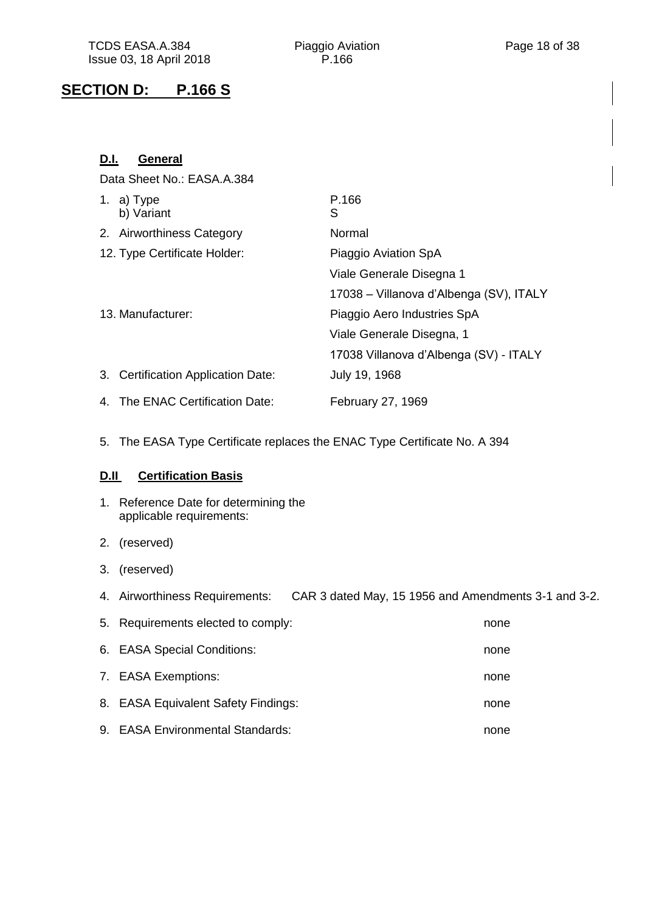## SECTION D: P.166 S

### D.I. General

Data Sheet No.: EASA.A.384

1. a) Type: P.166
   b) Variant: S
2. Airworthiness Category: Normal

12. Type Certificate Holder: Piaggio Aviation SpA
    Viale Generale Disegna 1
    17038 – Villanova d'Albenga (SV), ITALY

13. Manufacturer: Piaggio Aero Industries SpA
    Viale Generale Disegna, 1
    17038 Villanova d'Albenga (SV) - ITALY

3. Certification Application Date: July 19, 1968
4. The ENAC Certification Date: February 27, 1969
5. The EASA Type Certificate replaces the ENAC Type Certificate No. A 394

### D.II Certification Basis

1. Reference Date for determining the applicable requirements:
2. (reserved)
3. (reserved)
4. Airworthiness Requirements: CAR 3 dated May, 15 1956 and Amendments 3-1 and 3-2.
5. Requirements elected to comply: none
6. EASA Special Conditions: none
7. EASA Exemptions: none
8. EASA Equivalent Safety Findings: none
9. EASA Environmental Standards: none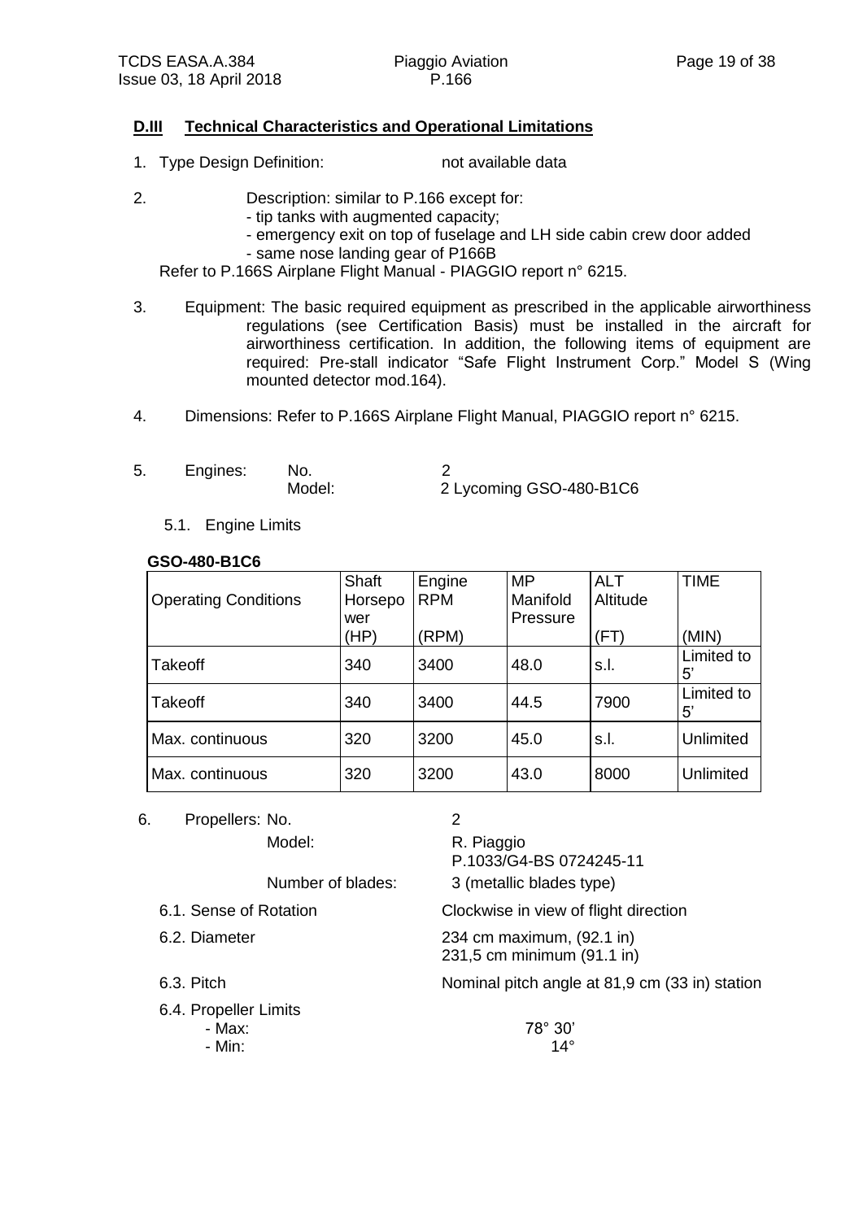## D.III Technical Characteristics and Operational Limitations

1. Type Design Definition: not available data

2. Description: similar to P.166 except for:
   - tip tanks with augmented capacity;
   - emergency exit on top of fuselage and LH side cabin crew door added
   - same nose landing gear of P166B

   Refer to P.166S Airplane Flight Manual - PIAGGIO report n° 6215.

3. Equipment: The basic required equipment as prescribed in the applicable airworthiness regulations (see Certification Basis) must be installed in the aircraft for airworthiness certification. In addition, the following items of equipment are required: Pre-stall indicator "Safe Flight Instrument Corp." Model S (Wing mounted detector mod.164).

4. Dimensions: Refer to P.166S Airplane Flight Manual, PIAGGIO report n° 6215.

5. Engines: No. 2
   Model: 2 Lycoming GSO-480-B1C6

   5.1. Engine Limits

**GSO-480-B1C6**

| Operating Conditions | Shaft Horsepower (HP) | Engine RPM (RPM) | MP Manifold Pressure | ALT Altitude (FT) | TIME (MIN) |
|---|---|---|---|---|---|
| Takeoff | 340 | 3400 | 48.0 | s.l. | Limited to 5' |
| Takeoff | 340 | 3400 | 44.5 | 7900 | Limited to 5' |
| Max. continuous | 320 | 3200 | 45.0 | s.l. | Unlimited |
| Max. continuous | 320 | 3200 | 43.0 | 8000 | Unlimited |

6. Propellers: No. 2
   Model: R. Piaggio P.1033/G4-BS 0724245-11
   Number of blades: 3 (metallic blades type)

   6.1. Sense of Rotation: Clockwise in view of flight direction

   6.2. Diameter: 234 cm maximum, (92.1 in) 231,5 cm minimum (91.1 in)

   6.3. Pitch: Nominal pitch angle at 81,9 cm (33 in) station

   6.4. Propeller Limits
   - Max: 78° 30'
   - Min: 14°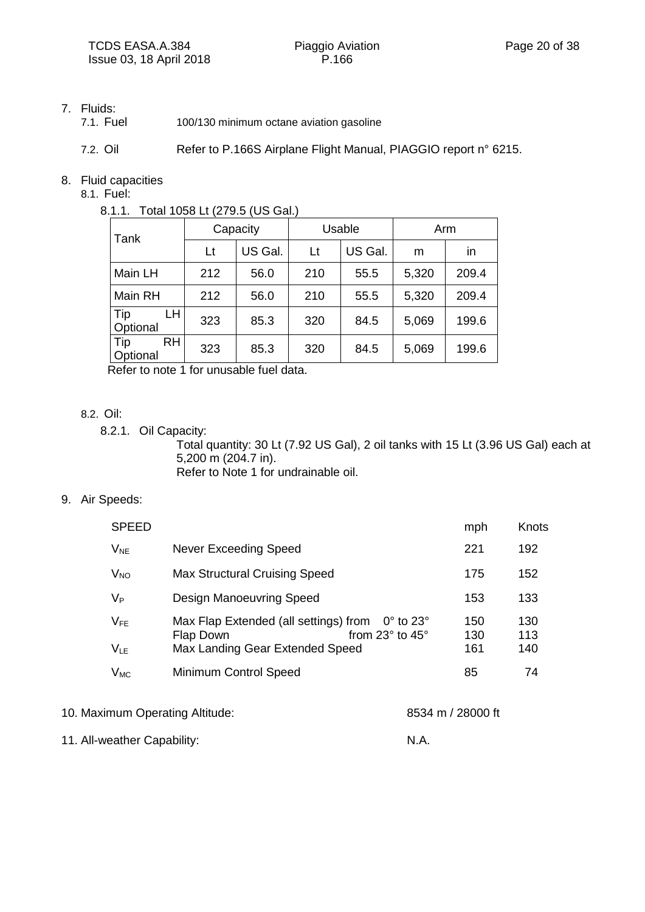7. Fluids:
   7.1. Fuel 100/130 minimum octane aviation gasoline

   7.2. Oil Refer to P.166S Airplane Flight Manual, PIAGGIO report n° 6215.

8. Fluid capacities
   8.1. Fuel:
   8.1.1. Total 1058 Lt (279.5 (US Gal.)

| Tank | Capacity | | Usable | | Arm | |
|---|---|---|---|---|---|---|
| | Lt | US Gal. | Lt | US Gal. | m | in |
| Main LH | 212 | 56.0 | 210 | 55.5 | 5,320 | 209.4 |
| Main RH | 212 | 56.0 | 210 | 55.5 | 5,320 | 209.4 |
| Tip LH Optional | 323 | 85.3 | 320 | 84.5 | 5,069 | 199.6 |
| Tip RH Optional | 323 | 85.3 | 320 | 84.5 | 5,069 | 199.6 |

Refer to note 1 for unusable fuel data.

   8.2. Oil:
   8.2.1. Oil Capacity:
   Total quantity: 30 Lt (7.92 US Gal), 2 oil tanks with 15 Lt (3.96 US Gal) each at 5,200 m (204.7 in).
   Refer to Note 1 for undrainable oil.

9. Air Speeds:

| SPEED | | mph | Knots |
|---|---|---|---|
| $V_{NE}$ | Never Exceeding Speed | 221 | 192 |
| $V_{NO}$ | Max Structural Cruising Speed | 175 | 152 |
| $V_P$ | Design Manoeuvring Speed | 153 | 133 |
| $V_{FE}$ | Max Flap Extended (all settings) from 0° to 23° | 150 | 130 |
| | Flap Down from 23° to 45° | 130 | 113 |
| $V_{LE}$ | Max Landing Gear Extended Speed | 161 | 140 |
| $V_{MC}$ | Minimum Control Speed | 85 | 74 |

10. Maximum Operating Altitude: 8534 m / 28000 ft

11. All-weather Capability: N.A.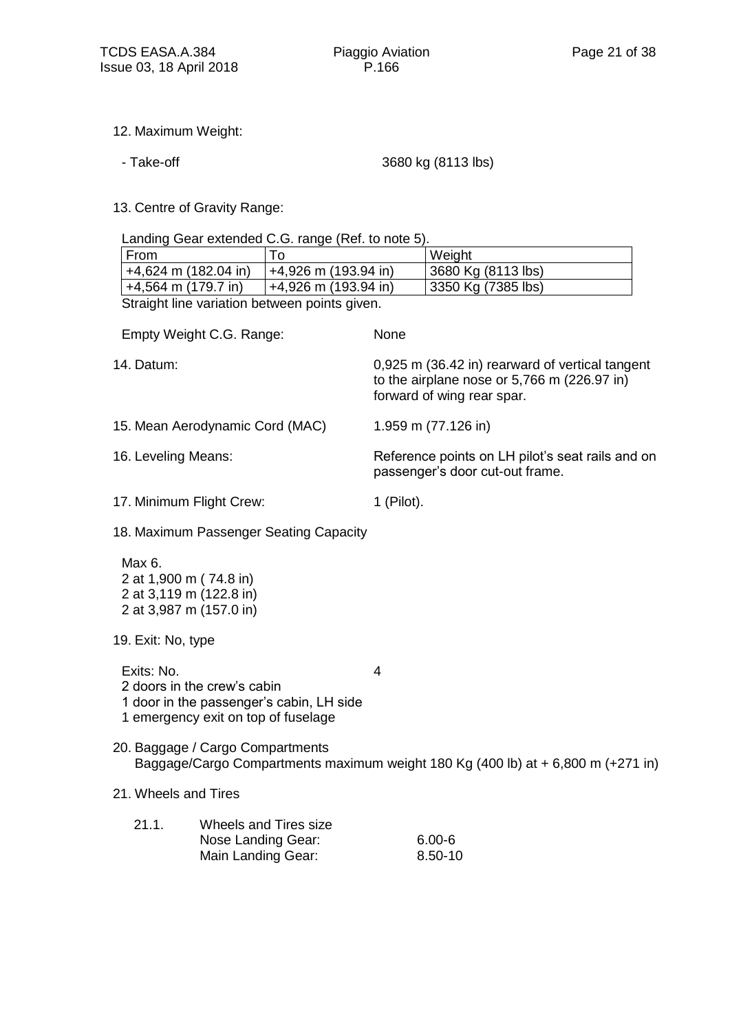12. Maximum Weight:

- Take-off 3680 kg (8113 lbs)

13. Centre of Gravity Range:

Landing Gear extended C.G. range (Ref. to note 5).

| From | To | Weight |
|---|---|---|
| +4,624 m (182.04 in) | +4,926 m (193.94 in) | 3680 Kg (8113 lbs) |
| +4,564 m (179.7 in) | +4,926 m (193.94 in) | 3350 Kg (7385 lbs) |

Straight line variation between points given.

Empty Weight C.G. Range: None

14. Datum: 0,925 m (36.42 in) rearward of vertical tangent to the airplane nose or 5,766 m (226.97 in) forward of wing rear spar.

15. Mean Aerodynamic Cord (MAC) 1.959 m (77.126 in)

16. Leveling Means: Reference points on LH pilot's seat rails and on passenger's door cut-out frame.

17. Minimum Flight Crew: 1 (Pilot).

18. Maximum Passenger Seating Capacity

Max 6.
2 at 1,900 m ( 74.8 in)
2 at 3,119 m (122.8 in)
2 at 3,987 m (157.0 in)

19. Exit: No, type

Exits: No. 4
2 doors in the crew's cabin
1 door in the passenger's cabin, LH side
1 emergency exit on top of fuselage

20. Baggage / Cargo Compartments
Baggage/Cargo Compartments maximum weight 180 Kg (400 lb) at + 6,800 m (+271 in)

21. Wheels and Tires

21.1. Wheels and Tires size
Nose Landing Gear: 6.00-6
Main Landing Gear: 8.50-10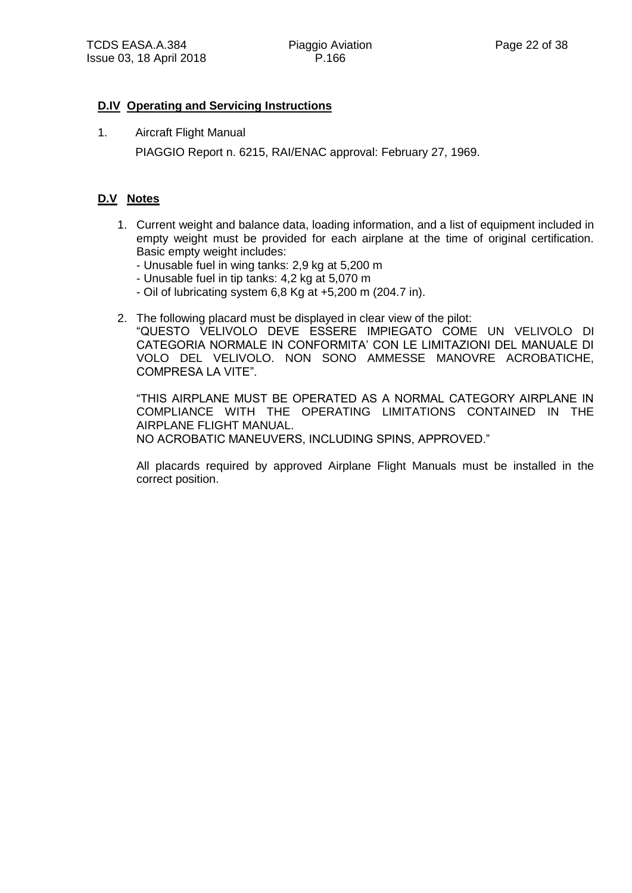## D.IV Operating and Servicing Instructions

1. Aircraft Flight Manual

   PIAGGIO Report n. 6215, RAI/ENAC approval: February 27, 1969.

## D.V Notes

1. Current weight and balance data, loading information, and a list of equipment included in empty weight must be provided for each airplane at the time of original certification. Basic empty weight includes:
   - Unusable fuel in wing tanks: 2,9 kg at 5,200 m
   - Unusable fuel in tip tanks: 4,2 kg at 5,070 m
   - Oil of lubricating system 6,8 Kg at +5,200 m (204.7 in).

2. The following placard must be displayed in clear view of the pilot:
   "QUESTO VELIVOLO DEVE ESSERE IMPIEGATO COME UN VELIVOLO DI CATEGORIA NORMALE IN CONFORMITA' CON LE LIMITAZIONI DEL MANUALE DI VOLO DEL VELIVOLO. NON SONO AMMESSE MANOVRE ACROBATICHE, COMPRESA LA VITE".

   "THIS AIRPLANE MUST BE OPERATED AS A NORMAL CATEGORY AIRPLANE IN COMPLIANCE WITH THE OPERATING LIMITATIONS CONTAINED IN THE AIRPLANE FLIGHT MANUAL.
   NO ACROBATIC MANEUVERS, INCLUDING SPINS, APPROVED."

   All placards required by approved Airplane Flight Manuals must be installed in the correct position.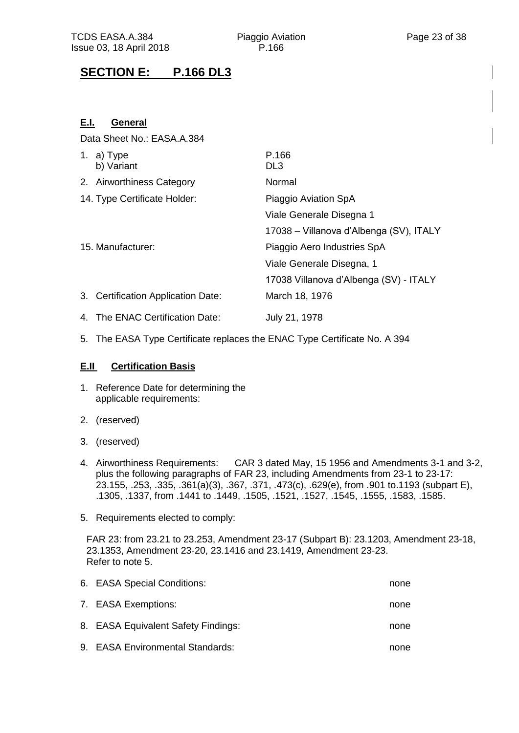# SECTION E: P.166 DL3

## E.I. General

Data Sheet No.: EASA.A.384

1. a) Type P.166
   b) Variant DL3
2. Airworthiness Category Normal
14. Type Certificate Holder: Piaggio Aviation SpA
    Viale Generale Disegna 1
    17038 – Villanova d'Albenga (SV), ITALY
15. Manufacturer: Piaggio Aero Industries SpA
    Viale Generale Disegna, 1
    17038 Villanova d'Albenga (SV) - ITALY
3. Certification Application Date: March 18, 1976
4. The ENAC Certification Date: July 21, 1978
5. The EASA Type Certificate replaces the ENAC Type Certificate No. A 394

## E.II Certification Basis

1. Reference Date for determining the applicable requirements:
2. (reserved)
3. (reserved)
4. Airworthiness Requirements: CAR 3 dated May, 15 1956 and Amendments 3-1 and 3-2, plus the following paragraphs of FAR 23, including Amendments from 23-1 to 23-17: 23.155, .253, .335, .361(a)(3), .367, .371, .473(c), .629(e), from .901 to.1193 (subpart E), .1305, .1337, from .1441 to .1449, .1505, .1521, .1527, .1545, .1555, .1583, .1585.
5. Requirements elected to comply:

   FAR 23: from 23.21 to 23.253, Amendment 23-17 (Subpart B): 23.1203, Amendment 23-18, 23.1353, Amendment 23-20, 23.1416 and 23.1419, Amendment 23-23.
   Refer to note 5.

6. EASA Special Conditions: none
7. EASA Exemptions: none
8. EASA Equivalent Safety Findings: none
9. EASA Environmental Standards: none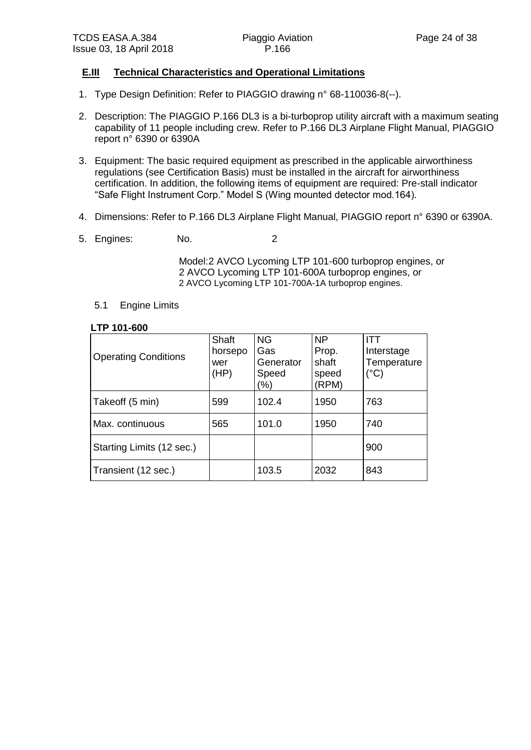## E.III Technical Characteristics and Operational Limitations

1. Type Design Definition: Refer to PIAGGIO drawing n° 68-110036-8(--).

2. Description: The PIAGGIO P.166 DL3 is a bi-turboprop utility aircraft with a maximum seating capability of 11 people including crew. Refer to P.166 DL3 Airplane Flight Manual, PIAGGIO report n° 6390 or 6390A

3. Equipment: The basic required equipment as prescribed in the applicable airworthiness regulations (see Certification Basis) must be installed in the aircraft for airworthiness certification. In addition, the following items of equipment are required: Pre-stall indicator "Safe Flight Instrument Corp." Model S (Wing mounted detector mod.164).

4. Dimensions: Refer to P.166 DL3 Airplane Flight Manual, PIAGGIO report n° 6390 or 6390A.

5. Engines: No. 2

   Model:2 AVCO Lycoming LTP 101-600 turboprop engines, or
   2 AVCO Lycoming LTP 101-600A turboprop engines, or
   2 AVCO Lycoming LTP 101-700A-1A turboprop engines.

   5.1 Engine Limits

**LTP 101-600**

| Operating Conditions | Shaft horsepower (HP) | NG Gas Generator Speed (%) | NP Prop. shaft speed (RPM) | ITT Interstage Temperature (°C) |
|---|---|---|---|---|
| Takeoff (5 min) | 599 | 102.4 | 1950 | 763 |
| Max. continuous | 565 | 101.0 | 1950 | 740 |
| Starting Limits (12 sec.) | | | | 900 |
| Transient (12 sec.) | | 103.5 | 2032 | 843 |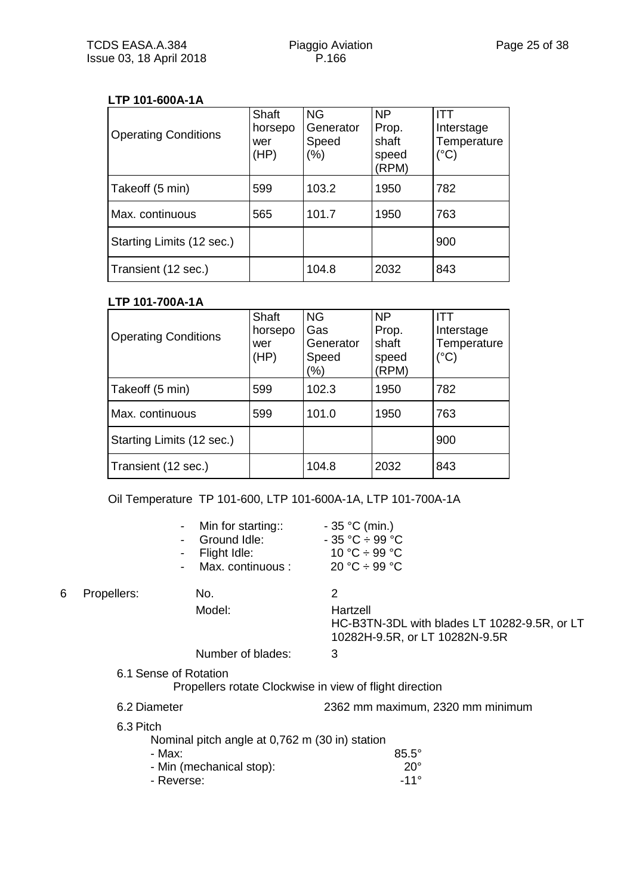**LTP 101-600A-1A**

| Operating Conditions | Shaft horsepower (HP) | NG Generator Speed (%) | NP Prop. shaft speed (RPM) | ITT Interstage Temperature (°C) |
|---|---|---|---|---|
| Takeoff (5 min) | 599 | 103.2 | 1950 | 782 |
| Max. continuous | 565 | 101.7 | 1950 | 763 |
| Starting Limits (12 sec.) | | | | 900 |
| Transient (12 sec.) | | 104.8 | 2032 | 843 |

**LTP 101-700A-1A**

| Operating Conditions | Shaft horsepower (HP) | NG Gas Generator Speed (%) | NP Prop. shaft speed (RPM) | ITT Interstage Temperature (°C) |
|---|---|---|---|---|
| Takeoff (5 min) | 599 | 102.3 | 1950 | 782 |
| Max. continuous | 599 | 101.0 | 1950 | 763 |
| Starting Limits (12 sec.) | | | | 900 |
| Transient (12 sec.) | | 104.8 | 2032 | 843 |

Oil Temperature TP 101-600, LTP 101-600A-1A, LTP 101-700A-1A

- Min for starting:: - 35 °C (min.)
- Ground Idle: - 35 °C ÷ 99 °C
- Flight Idle: 10 °C ÷ 99 °C
- Max. continuous : 20 °C ÷ 99 °C

6 Propellers:

No. 2

Model: Hartzell
HC-B3TN-3DL with blades LT 10282-9.5R, or LT 10282H-9.5R, or LT 10282N-9.5R

Number of blades: 3

6.1 Sense of Rotation

Propellers rotate Clockwise in view of flight direction

6.2 Diameter 2362 mm maximum, 2320 mm minimum

6.3 Pitch

Nominal pitch angle at 0,762 m (30 in) station

- Max: 85.5°
- Min (mechanical stop): 20°
- Reverse: -11°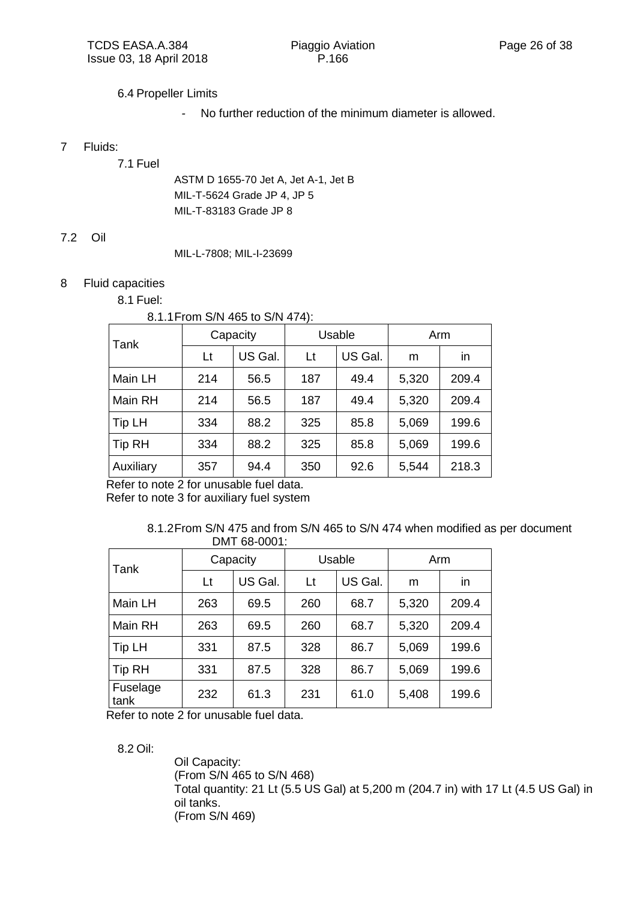6.4 Propeller Limits

- No further reduction of the minimum diameter is allowed.

7 Fluids:

7.1 Fuel

ASTM D 1655-70 Jet A, Jet A-1, Jet B
MIL-T-5624 Grade JP 4, JP 5
MIL-T-83183 Grade JP 8

7.2 Oil

MIL-L-7808; MIL-I-23699

8 Fluid capacities

8.1 Fuel:

8.1.1 From S/N 465 to S/N 474):

| Tank | Capacity | | Usable | | Arm | |
|---|---|---|---|---|---|---|
| | Lt | US Gal. | Lt | US Gal. | m | in |
| Main LH | 214 | 56.5 | 187 | 49.4 | 5,320 | 209.4 |
| Main RH | 214 | 56.5 | 187 | 49.4 | 5,320 | 209.4 |
| Tip LH | 334 | 88.2 | 325 | 85.8 | 5,069 | 199.6 |
| Tip RH | 334 | 88.2 | 325 | 85.8 | 5,069 | 199.6 |
| Auxiliary | 357 | 94.4 | 350 | 92.6 | 5,544 | 218.3 |

Refer to note 2 for unusable fuel data.
Refer to note 3 for auxiliary fuel system

8.1.2 From S/N 475 and from S/N 465 to S/N 474 when modified as per document DMT 68-0001:

| Tank | Capacity | | Usable | | Arm | |
|---|---|---|---|---|---|---|
| | Lt | US Gal. | Lt | US Gal. | m | in |
| Main LH | 263 | 69.5 | 260 | 68.7 | 5,320 | 209.4 |
| Main RH | 263 | 69.5 | 260 | 68.7 | 5,320 | 209.4 |
| Tip LH | 331 | 87.5 | 328 | 86.7 | 5,069 | 199.6 |
| Tip RH | 331 | 87.5 | 328 | 86.7 | 5,069 | 199.6 |
| Fuselage tank | 232 | 61.3 | 231 | 61.0 | 5,408 | 199.6 |

Refer to note 2 for unusable fuel data.

8.2 Oil:

Oil Capacity:
(From S/N 465 to S/N 468)
Total quantity: 21 Lt (5.5 US Gal) at 5,200 m (204.7 in) with 17 Lt (4.5 US Gal) in oil tanks.
(From S/N 469)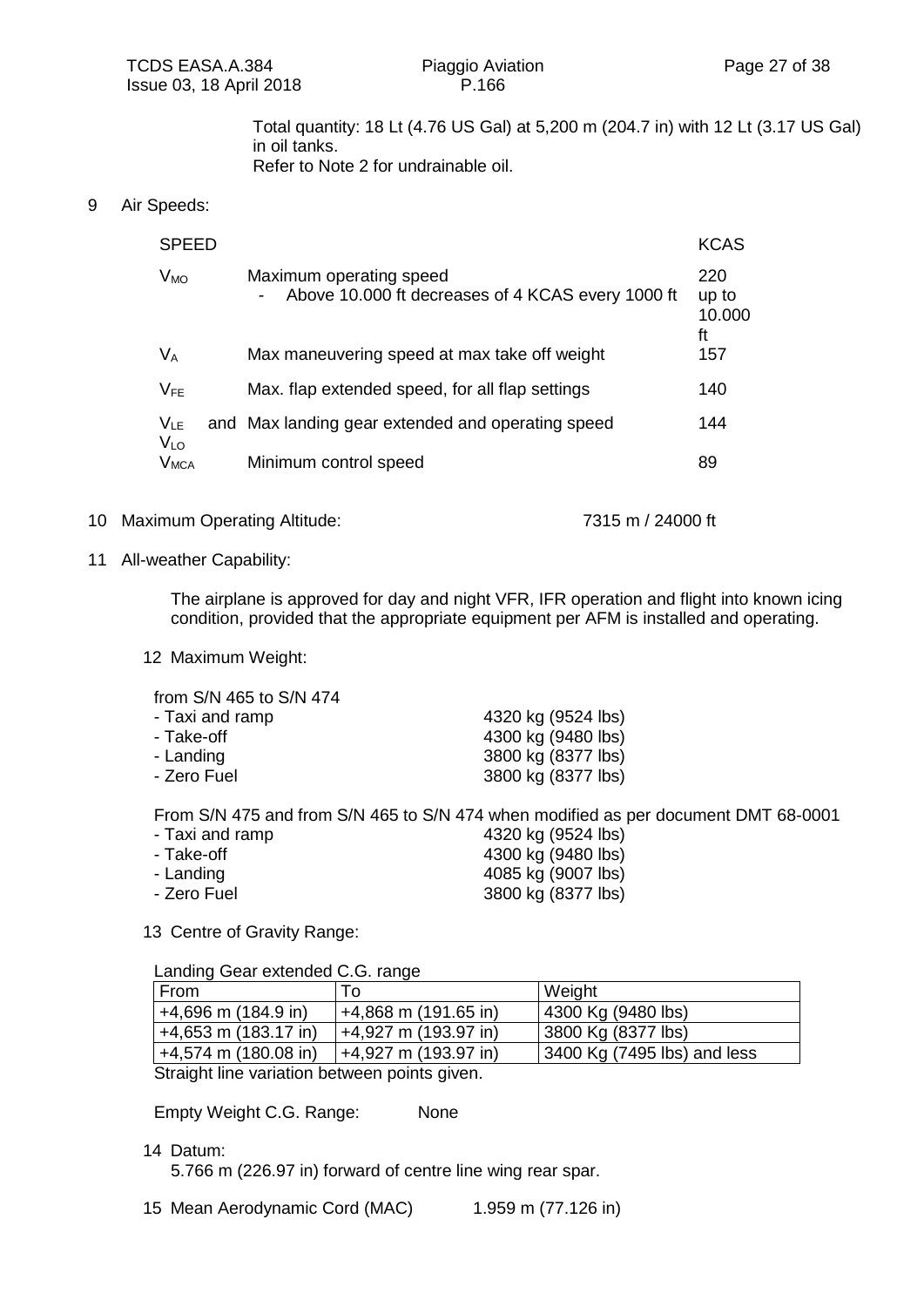Total quantity: 18 Lt (4.76 US Gal) at 5,200 m (204.7 in) with 12 Lt (3.17 US Gal) in oil tanks.
Refer to Note 2 for undrainable oil.

9 Air Speeds:

| SPEED | | KCAS |
|---|---|---|
| $V_{MO}$ | Maximum operating speed<br>- Above 10.000 ft decreases of 4 KCAS every 1000 ft | 220 up to 10.000 ft |
| $V_A$ | Max maneuvering speed at max take off weight | 157 |
| $V_{FE}$ | Max. flap extended speed, for all flap settings | 140 |
| $V_{LE}$ and $V_{LO}$ | Max landing gear extended and operating speed | 144 |
| $V_{MCA}$ | Minimum control speed | 89 |

10 Maximum Operating Altitude: 7315 m / 24000 ft

11 All-weather Capability:

The airplane is approved for day and night VFR, IFR operation and flight into known icing condition, provided that the appropriate equipment per AFM is installed and operating.

12 Maximum Weight:

from S/N 465 to S/N 474

- Taxi and ramp 4320 kg (9524 lbs)
- Take-off 4300 kg (9480 lbs)
- Landing 3800 kg (8377 lbs)
- Zero Fuel 3800 kg (8377 lbs)

From S/N 475 and from S/N 465 to S/N 474 when modified as per document DMT 68-0001

- Taxi and ramp 4320 kg (9524 lbs)
- Take-off 4300 kg (9480 lbs)
- Landing 4085 kg (9007 lbs)
- Zero Fuel 3800 kg (8377 lbs)

13 Centre of Gravity Range:

Landing Gear extended C.G. range

| From | To | Weight |
|---|---|---|
| +4,696 m (184.9 in) | +4,868 m (191.65 in) | 4300 Kg (9480 lbs) |
| +4,653 m (183.17 in) | +4,927 m (193.97 in) | 3800 Kg (8377 lbs) |
| +4,574 m (180.08 in) | +4,927 m (193.97 in) | 3400 Kg (7495 lbs) and less |

Straight line variation between points given.

Empty Weight C.G. Range: None

14 Datum:
5.766 m (226.97 in) forward of centre line wing rear spar.

15 Mean Aerodynamic Cord (MAC) 1.959 m (77.126 in)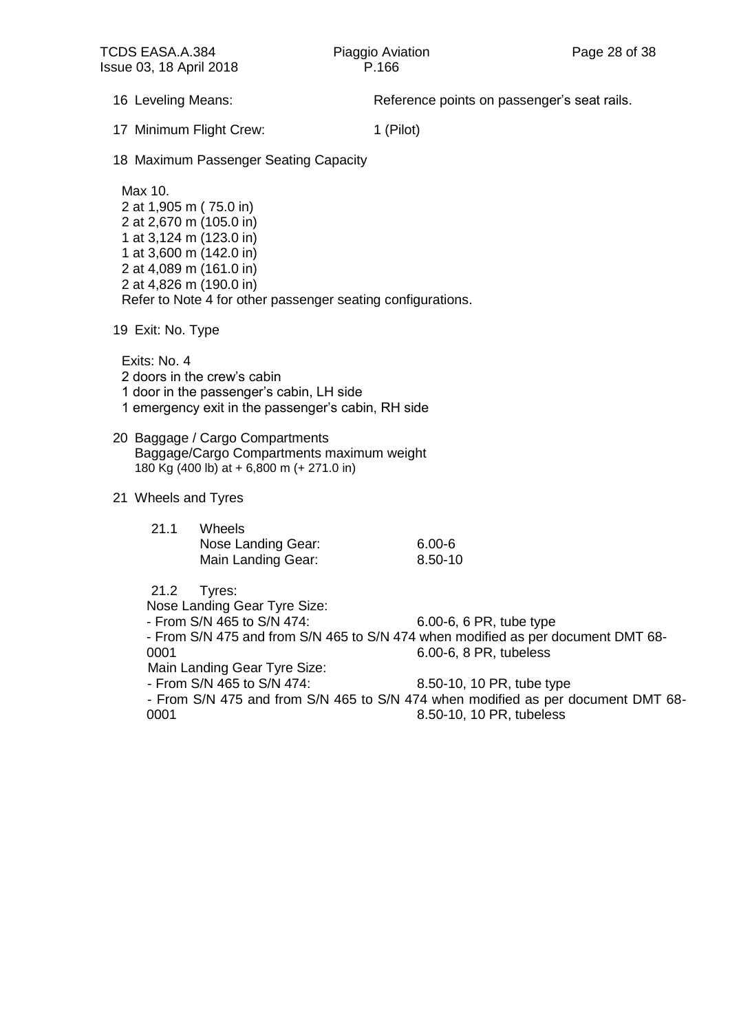16 Leveling Means: Reference points on passenger's seat rails.

17 Minimum Flight Crew: 1 (Pilot)

18 Maximum Passenger Seating Capacity

Max 10.
2 at 1,905 m ( 75.0 in)
2 at 2,670 m (105.0 in)
1 at 3,124 m (123.0 in)
1 at 3,600 m (142.0 in)
2 at 4,089 m (161.0 in)
2 at 4,826 m (190.0 in)
Refer to Note 4 for other passenger seating configurations.

19 Exit: No. Type

Exits: No. 4
2 doors in the crew's cabin
1 door in the passenger's cabin, LH side
1 emergency exit in the passenger's cabin, RH side

20 Baggage / Cargo Compartments
Baggage/Cargo Compartments maximum weight
180 Kg (400 lb) at + 6,800 m (+ 271.0 in)

21 Wheels and Tyres

21.1 Wheels
Nose Landing Gear: 6.00-6
Main Landing Gear: 8.50-10

21.2 Tyres:
Nose Landing Gear Tyre Size:
- From S/N 465 to S/N 474: 6.00-6, 6 PR, tube type
- From S/N 475 and from S/N 465 to S/N 474 when modified as per document DMT 68-0001 6.00-6, 8 PR, tubeless

Main Landing Gear Tyre Size:
- From S/N 465 to S/N 474: 8.50-10, 10 PR, tube type
- From S/N 475 and from S/N 465 to S/N 474 when modified as per document DMT 68-0001 8.50-10, 10 PR, tubeless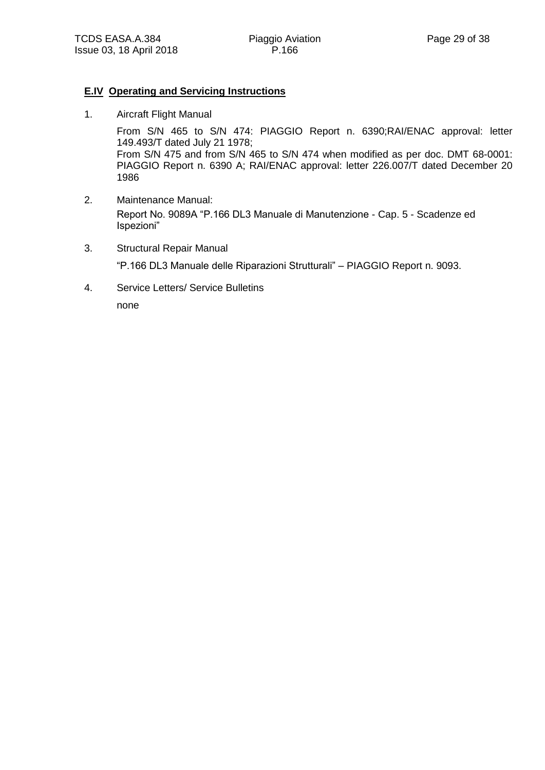## E.IV Operating and Servicing Instructions

1. Aircraft Flight Manual

   From S/N 465 to S/N 474: PIAGGIO Report n. 6390;RAI/ENAC approval: letter 149.493/T dated July 21 1978;
   From S/N 475 and from S/N 465 to S/N 474 when modified as per doc. DMT 68-0001: PIAGGIO Report n. 6390 A; RAI/ENAC approval: letter 226.007/T dated December 20 1986

2. Maintenance Manual:

   Report No. 9089A "P.166 DL3 Manuale di Manutenzione - Cap. 5 - Scadenze ed Ispezioni"

3. Structural Repair Manual

   "P.166 DL3 Manuale delle Riparazioni Strutturali" – PIAGGIO Report n. 9093.

4. Service Letters/ Service Bulletins

   none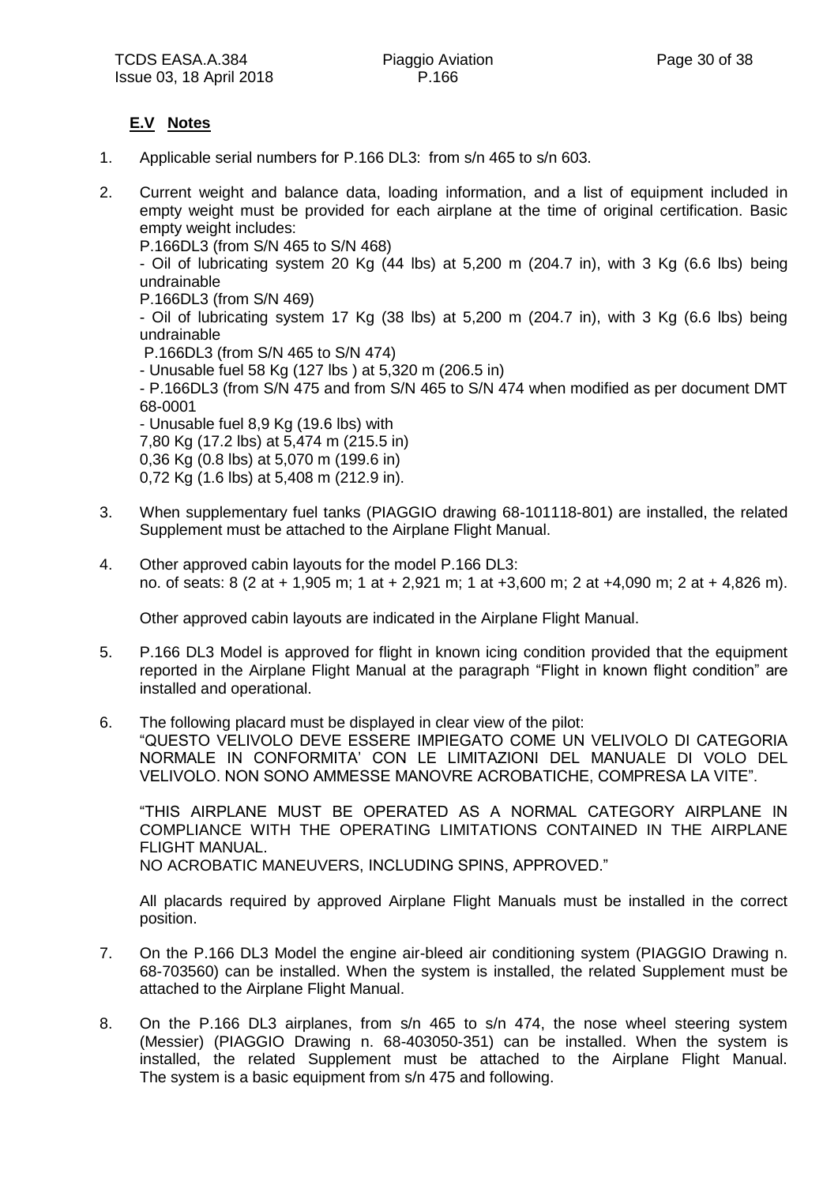### E.V Notes

1. Applicable serial numbers for P.166 DL3: from s/n 465 to s/n 603.

2. Current weight and balance data, loading information, and a list of equipment included in empty weight must be provided for each airplane at the time of original certification. Basic empty weight includes:
   P.166DL3 (from S/N 465 to S/N 468)
   - Oil of lubricating system 20 Kg (44 lbs) at 5,200 m (204.7 in), with 3 Kg (6.6 lbs) being undrainable
   P.166DL3 (from S/N 469)
   - Oil of lubricating system 17 Kg (38 lbs) at 5,200 m (204.7 in), with 3 Kg (6.6 lbs) being undrainable
   P.166DL3 (from S/N 465 to S/N 474)
   - Unusable fuel 58 Kg (127 lbs ) at 5,320 m (206.5 in)
   - P.166DL3 (from S/N 475 and from S/N 465 to S/N 474 when modified as per document DMT 68-0001
   - Unusable fuel 8,9 Kg (19.6 lbs) with
   7,80 Kg (17.2 lbs) at 5,474 m (215.5 in)
   0,36 Kg (0.8 lbs) at 5,070 m (199.6 in)
   0,72 Kg (1.6 lbs) at 5,408 m (212.9 in).

3. When supplementary fuel tanks (PIAGGIO drawing 68-101118-801) are installed, the related Supplement must be attached to the Airplane Flight Manual.

4. Other approved cabin layouts for the model P.166 DL3:
   no. of seats: 8 (2 at + 1,905 m; 1 at + 2,921 m; 1 at +3,600 m; 2 at +4,090 m; 2 at + 4,826 m).

   Other approved cabin layouts are indicated in the Airplane Flight Manual.

5. P.166 DL3 Model is approved for flight in known icing condition provided that the equipment reported in the Airplane Flight Manual at the paragraph "Flight in known flight condition" are installed and operational.

6. The following placard must be displayed in clear view of the pilot:
   "QUESTO VELIVOLO DEVE ESSERE IMPIEGATO COME UN VELIVOLO DI CATEGORIA NORMALE IN CONFORMITA' CON LE LIMITAZIONI DEL MANUALE DI VOLO DEL VELIVOLO. NON SONO AMMESSE MANOVRE ACROBATICHE, COMPRESA LA VITE".

   "THIS AIRPLANE MUST BE OPERATED AS A NORMAL CATEGORY AIRPLANE IN COMPLIANCE WITH THE OPERATING LIMITATIONS CONTAINED IN THE AIRPLANE FLIGHT MANUAL.
   NO ACROBATIC MANEUVERS, INCLUDING SPINS, APPROVED."

   All placards required by approved Airplane Flight Manuals must be installed in the correct position.

7. On the P.166 DL3 Model the engine air-bleed air conditioning system (PIAGGIO Drawing n. 68-703560) can be installed. When the system is installed, the related Supplement must be attached to the Airplane Flight Manual.

8. On the P.166 DL3 airplanes, from s/n 465 to s/n 474, the nose wheel steering system (Messier) (PIAGGIO Drawing n. 68-403050-351) can be installed. When the system is installed, the related Supplement must be attached to the Airplane Flight Manual. The system is a basic equipment from s/n 475 and following.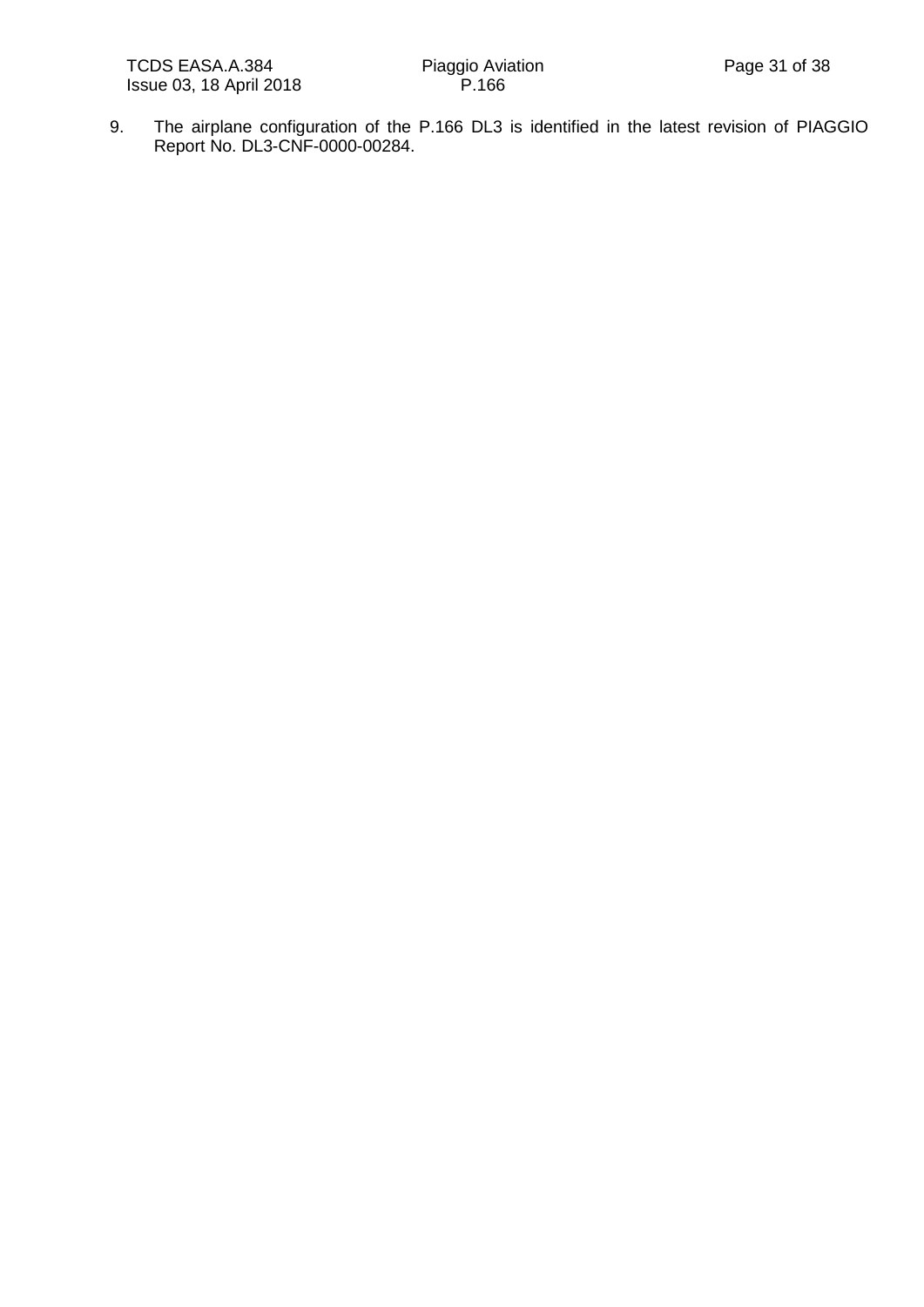9. The airplane configuration of the P.166 DL3 is identified in the latest revision of PIAGGIO Report No. DL3-CNF-0000-00284.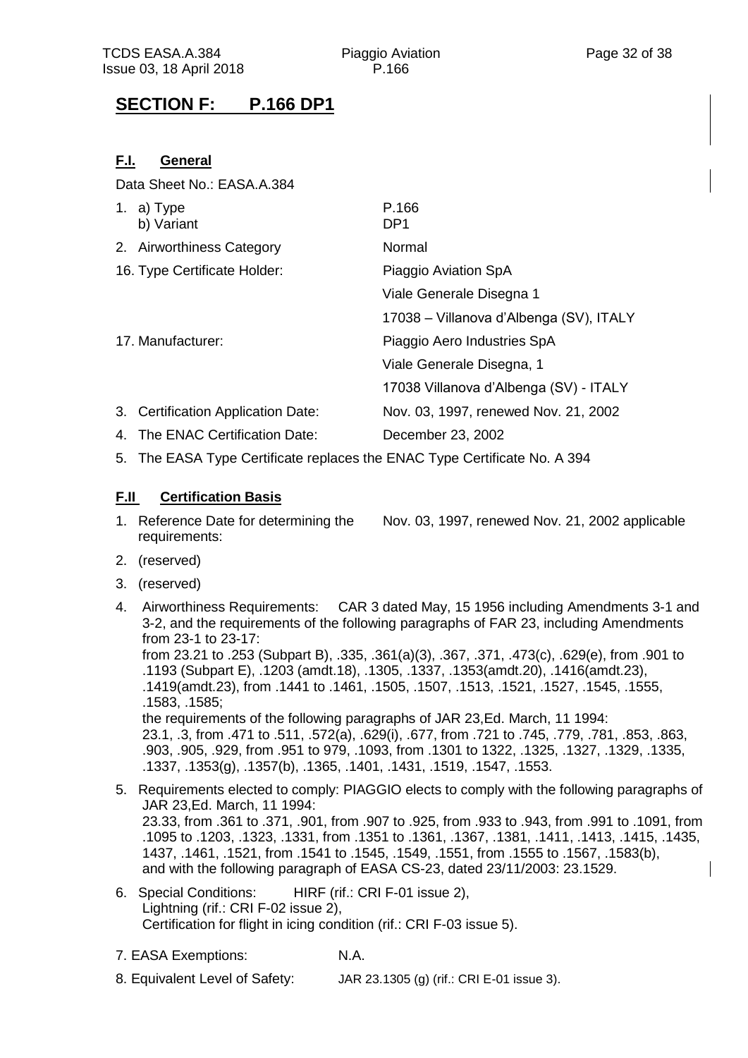# SECTION F: P.166 DP1

## F.I. General

Data Sheet No.: EASA.A.384

1. a) Type — P.166
   b) Variant — DP1
2. Airworthiness Category — Normal

16. Type Certificate Holder: Piaggio Aviation SpA
    Viale Generale Disegna 1
    17038 – Villanova d'Albenga (SV), ITALY

17. Manufacturer: Piaggio Aero Industries SpA
    Viale Generale Disegna, 1
    17038 Villanova d'Albenga (SV) - ITALY

3. Certification Application Date: Nov. 03, 1997, renewed Nov. 21, 2002
4. The ENAC Certification Date: December 23, 2002
5. The EASA Type Certificate replaces the ENAC Type Certificate No. A 394

## F.II Certification Basis

1. Reference Date for determining the requirements: Nov. 03, 1997, renewed Nov. 21, 2002 applicable
2. (reserved)
3. (reserved)
4. Airworthiness Requirements: CAR 3 dated May, 15 1956 including Amendments 3-1 and 3-2, and the requirements of the following paragraphs of FAR 23, including Amendments from 23-1 to 23-17:
   from 23.21 to .253 (Subpart B), .335, .361(a)(3), .367, .371, .473(c), .629(e), from .901 to .1193 (Subpart E), .1203 (amdt.18), .1305, .1337, .1353(amdt.20), .1416(amdt.23), .1419(amdt.23), from .1441 to .1461, .1505, .1507, .1513, .1521, .1527, .1545, .1555, .1583, .1585;
   the requirements of the following paragraphs of JAR 23,Ed. March, 11 1994:
   23.1, .3, from .471 to .511, .572(a), .629(i), .677, from .721 to .745, .779, .781, .853, .863, .903, .905, .929, from .951 to 979, .1093, from .1301 to 1322, .1325, .1327, .1329, .1335, .1337, .1353(g), .1357(b), .1365, .1401, .1431, .1519, .1547, .1553.
5. Requirements elected to comply: PIAGGIO elects to comply with the following paragraphs of JAR 23,Ed. March, 11 1994:
   23.33, from .361 to .371, .901, from .907 to .925, from .933 to .943, from .991 to .1091, from .1095 to .1203, .1323, .1331, from .1351 to .1361, .1367, .1381, .1411, .1413, .1415, .1435, 1437, .1461, .1521, from .1541 to .1545, .1549, .1551, from .1555 to .1567, .1583(b), and with the following paragraph of EASA CS-23, dated 23/11/2003: 23.1529.
6. Special Conditions: HIRF (rif.: CRI F-01 issue 2),
   Lightning (rif.: CRI F-02 issue 2),
   Certification for flight in icing condition (rif.: CRI F-03 issue 5).
7. EASA Exemptions: N.A.
8. Equivalent Level of Safety: JAR 23.1305 (g) (rif.: CRI E-01 issue 3).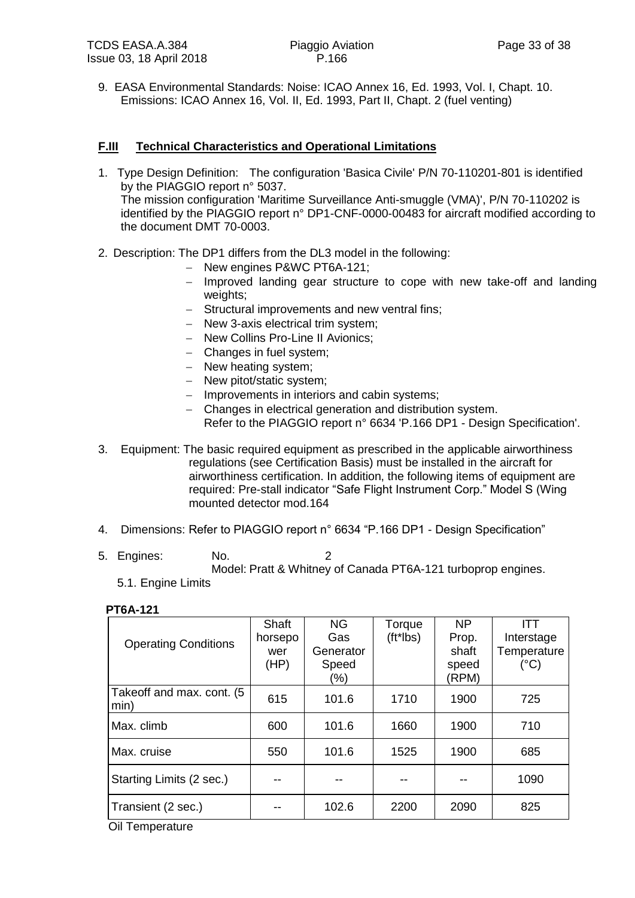9. EASA Environmental Standards: Noise: ICAO Annex 16, Ed. 1993, Vol. I, Chapt. 10. Emissions: ICAO Annex 16, Vol. II, Ed. 1993, Part II, Chapt. 2 (fuel venting)

## F.III Technical Characteristics and Operational Limitations

1. Type Design Definition: The configuration 'Basica Civile' P/N 70-110201-801 is identified by the PIAGGIO report n° 5037.
   The mission configuration 'Maritime Surveillance Anti-smuggle (VMA)', P/N 70-110202 is identified by the PIAGGIO report n° DP1-CNF-0000-00483 for aircraft modified according to the document DMT 70-0003.

2. Description: The DP1 differs from the DL3 model in the following:
   - New engines P&WC PT6A-121;
   - Improved landing gear structure to cope with new take-off and landing weights;
   - Structural improvements and new ventral fins;
   - New 3-axis electrical trim system;
   - New Collins Pro-Line II Avionics;
   - Changes in fuel system;
   - New heating system;
   - New pitot/static system;
   - Improvements in interiors and cabin systems;
   - Changes in electrical generation and distribution system.
     Refer to the PIAGGIO report n° 6634 'P.166 DP1 - Design Specification'.

3. Equipment: The basic required equipment as prescribed in the applicable airworthiness regulations (see Certification Basis) must be installed in the aircraft for airworthiness certification. In addition, the following items of equipment are required: Pre-stall indicator "Safe Flight Instrument Corp." Model S (Wing mounted detector mod.164

4. Dimensions: Refer to PIAGGIO report n° 6634 "P.166 DP1 - Design Specification"

5. Engines: No. 2
   Model: Pratt & Whitney of Canada PT6A-121 turboprop engines.

   5.1. Engine Limits

**PT6A-121**

| Operating Conditions | Shaft horsepower (HP) | NG Gas Generator Speed (%) | Torque (ft*lbs) | NP Prop. shaft speed (RPM) | ITT Interstage Temperature (°C) |
|---|---|---|---|---|---|
| Takeoff and max. cont. (5 min) | 615 | 101.6 | 1710 | 1900 | 725 |
| Max. climb | 600 | 101.6 | 1660 | 1900 | 710 |
| Max. cruise | 550 | 101.6 | 1525 | 1900 | 685 |
| Starting Limits (2 sec.) | -- | -- | -- | -- | 1090 |
| Transient (2 sec.) | -- | 102.6 | 2200 | 2090 | 825 |

Oil Temperature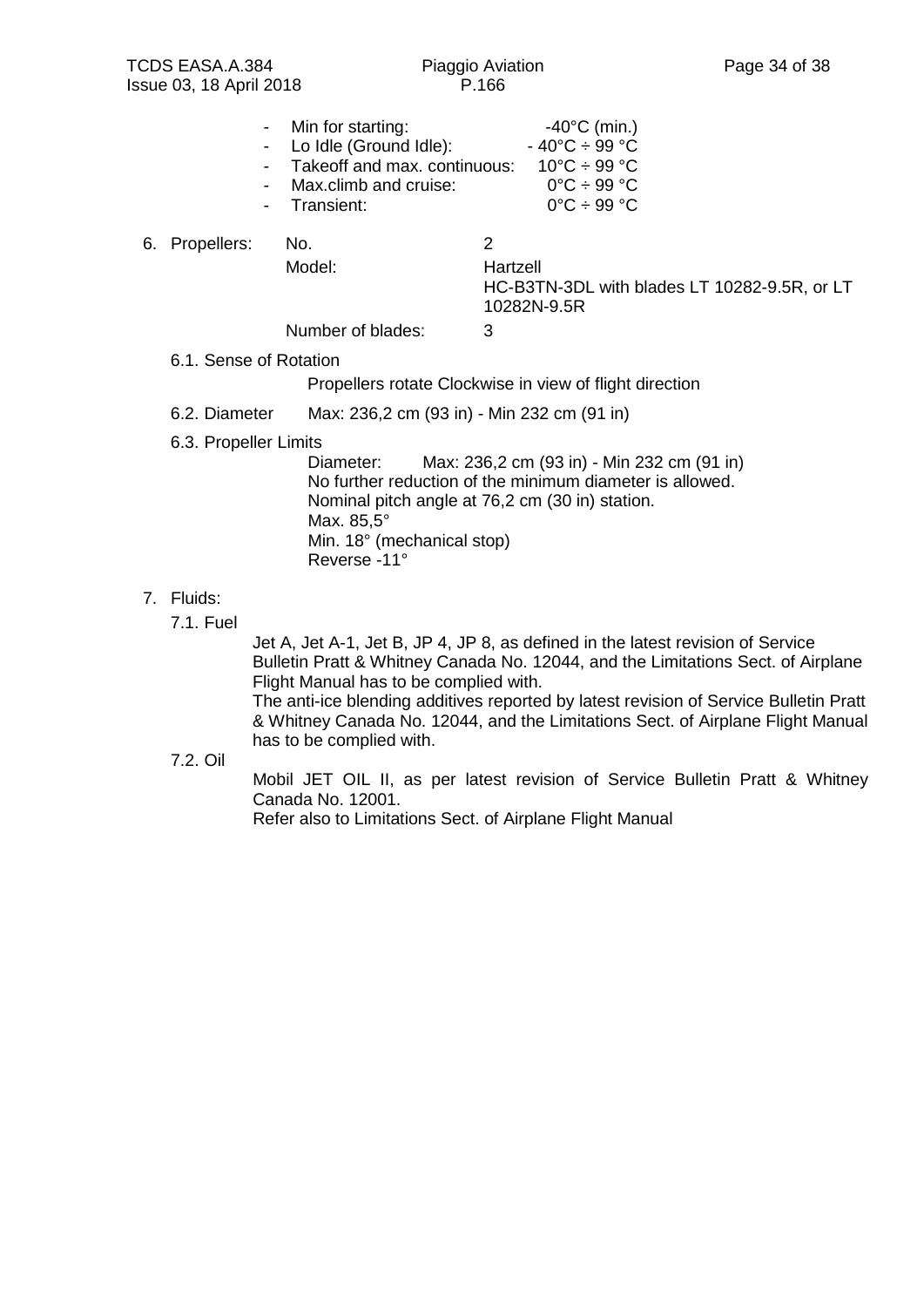- Min for starting: -40°C (min.)
- Lo Idle (Ground Idle): - 40°C ÷ 99 °C
- Takeoff and max. continuous: 10°C ÷ 99 °C
- Max.climb and cruise: 0°C ÷ 99 °C
- Transient: 0°C ÷ 99 °C

6. Propellers:

| | |
|---|---|
| No. | 2 |
| Model: | Hartzell<br>HC-B3TN-3DL with blades LT 10282-9.5R, or LT 10282N-9.5R |
| Number of blades: | 3 |

6.1. Sense of Rotation

Propellers rotate Clockwise in view of flight direction

6.2. Diameter Max: 236,2 cm (93 in) - Min 232 cm (91 in)

6.3. Propeller Limits

Diameter: Max: 236,2 cm (93 in) - Min 232 cm (91 in)
No further reduction of the minimum diameter is allowed.
Nominal pitch angle at 76,2 cm (30 in) station.
Max. 85,5°
Min. 18° (mechanical stop)
Reverse -11°

7. Fluids:

7.1. Fuel

Jet A, Jet A-1, Jet B, JP 4, JP 8, as defined in the latest revision of Service Bulletin Pratt & Whitney Canada No. 12044, and the Limitations Sect. of Airplane Flight Manual has to be complied with.
The anti-ice blending additives reported by latest revision of Service Bulletin Pratt & Whitney Canada No. 12044, and the Limitations Sect. of Airplane Flight Manual has to be complied with.

7.2. Oil

Mobil JET OIL II, as per latest revision of Service Bulletin Pratt & Whitney Canada No. 12001.
Refer also to Limitations Sect. of Airplane Flight Manual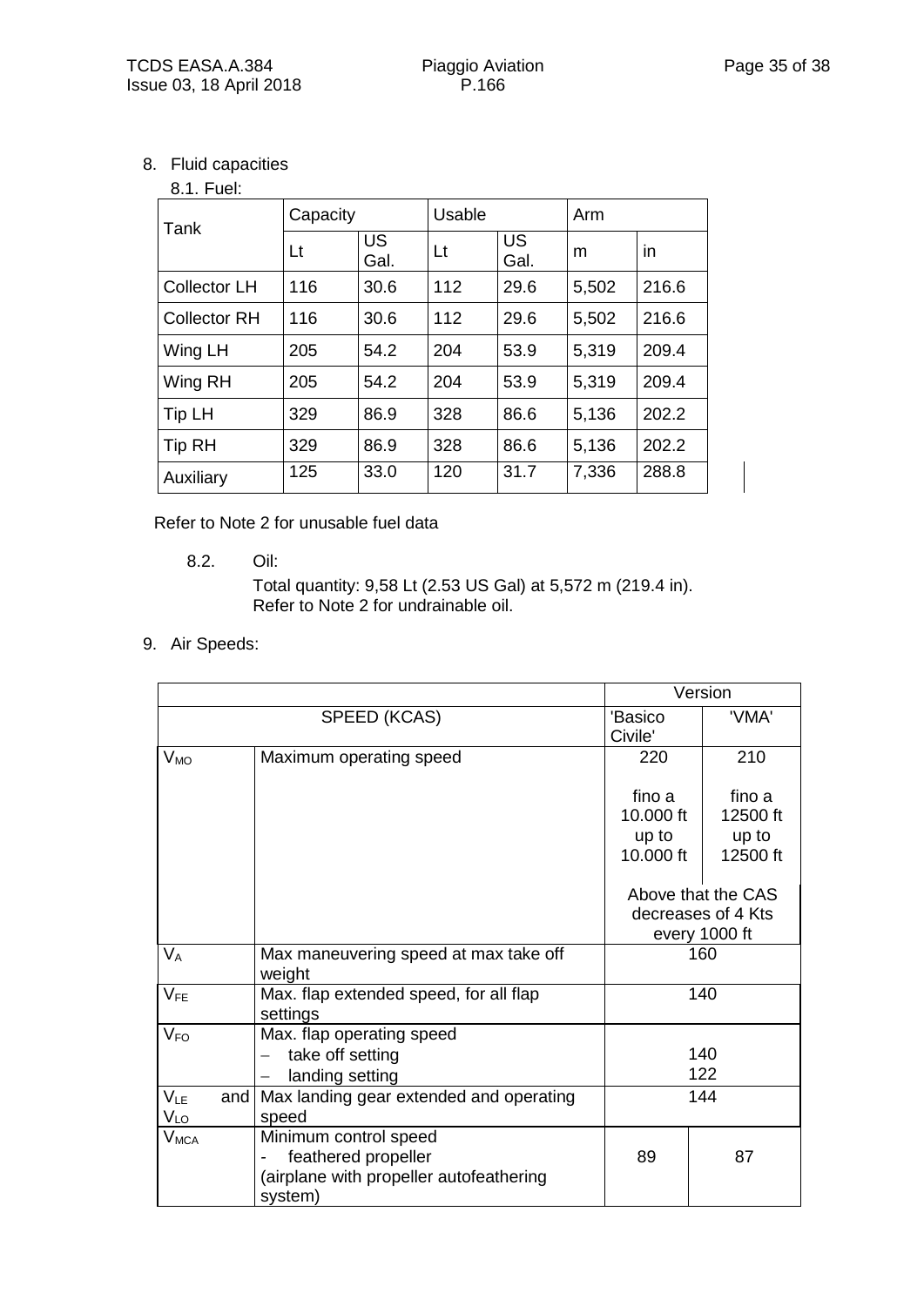8. Fluid capacities

8.1. Fuel:

| Tank | Capacity | | Usable | | Arm | |
|---|---|---|---|---|---|---|
| | Lt | US Gal. | Lt | US Gal. | m | in |
| Collector LH | 116 | 30.6 | 112 | 29.6 | 5,502 | 216.6 |
| Collector RH | 116 | 30.6 | 112 | 29.6 | 5,502 | 216.6 |
| Wing LH | 205 | 54.2 | 204 | 53.9 | 5,319 | 209.4 |
| Wing RH | 205 | 54.2 | 204 | 53.9 | 5,319 | 209.4 |
| Tip LH | 329 | 86.9 | 328 | 86.6 | 5,136 | 202.2 |
| Tip RH | 329 | 86.9 | 328 | 86.6 | 5,136 | 202.2 |
| Auxiliary | 125 | 33.0 | 120 | 31.7 | 7,336 | 288.8 |

Refer to Note 2 for unusable fuel data

8.2. Oil:

Total quantity: 9,58 Lt (2.53 US Gal) at 5,572 m (219.4 in).
Refer to Note 2 for undrainable oil.

9. Air Speeds:

| SPEED (KCAS) | | Version: 'Basico Civile' | Version: 'VMA' |
|---|---|---|---|
| $V_{MO}$ | Maximum operating speed | 220<br><br>fino a 10.000 ft<br>up to 10.000 ft<br><br>Above that the CAS decreases of 4 Kts every 1000 ft | 210<br><br>fino a 12500 ft<br>up to 12500 ft<br><br>Above that the CAS decreases of 4 Kts every 1000 ft |
| $V_A$ | Max maneuvering speed at max take off weight | 160 | 160 |
| $V_{FE}$ | Max. flap extended speed, for all flap settings | 140 | 140 |
| $V_{FO}$ | Max. flap operating speed<br>– take off setting<br>– landing setting | <br>140<br>122 | <br>140<br>122 |
| $V_{LE}$ and $V_{LO}$ | Max landing gear extended and operating speed | 144 | 144 |
| $V_{MCA}$ | Minimum control speed<br>- feathered propeller<br>(airplane with propeller autofeathering system) | 89 | 87 |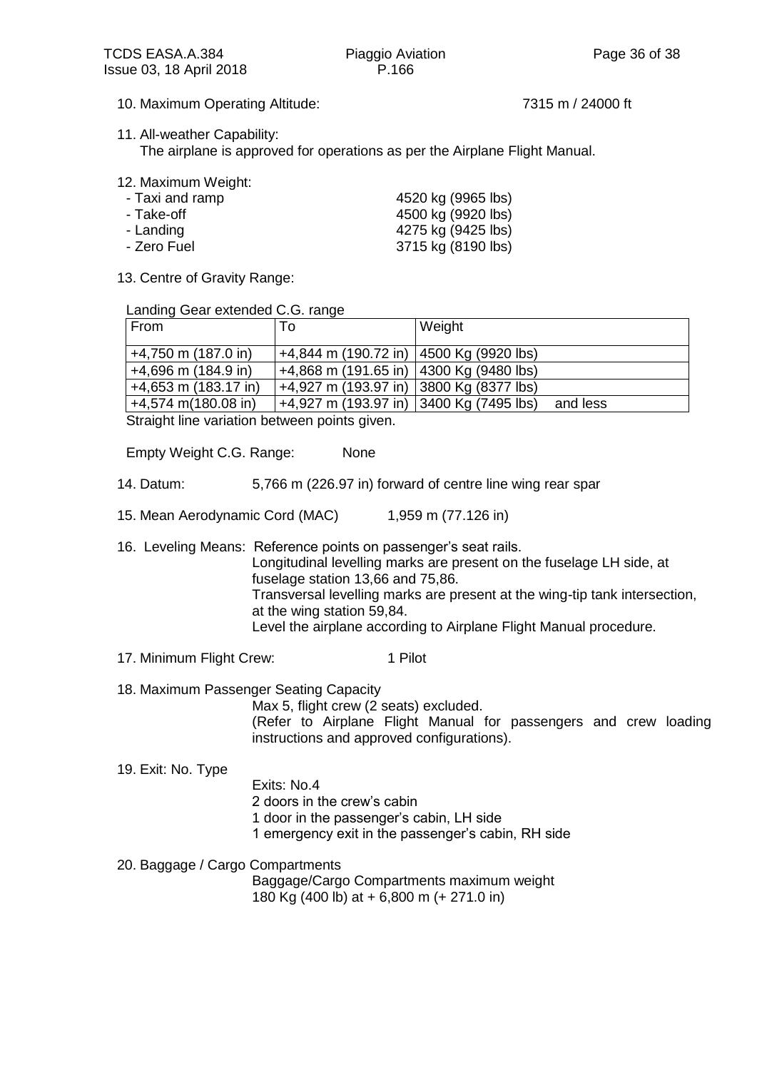10. Maximum Operating Altitude: 7315 m / 24000 ft

11. All-weather Capability:
    The airplane is approved for operations as per the Airplane Flight Manual.

12. Maximum Weight:
    - Taxi and ramp 4520 kg (9965 lbs)
    - Take-off 4500 kg (9920 lbs)
    - Landing 4275 kg (9425 lbs)
    - Zero Fuel 3715 kg (8190 lbs)

13. Centre of Gravity Range:

Landing Gear extended C.G. range

| From | To | Weight |
|---|---|---|
| +4,750 m (187.0 in) | +4,844 m (190.72 in) | 4500 Kg (9920 lbs) |
| +4,696 m (184.9 in) | +4,868 m (191.65 in) | 4300 Kg (9480 lbs) |
| +4,653 m (183.17 in) | +4,927 m (193.97 in) | 3800 Kg (8377 lbs) |
| +4,574 m(180.08 in) | +4,927 m (193.97 in) | 3400 Kg (7495 lbs) and less |

Straight line variation between points given.

Empty Weight C.G. Range: None

14. Datum: 5,766 m (226.97 in) forward of centre line wing rear spar

15. Mean Aerodynamic Cord (MAC) 1,959 m (77.126 in)

16. Leveling Means: Reference points on passenger's seat rails.
    Longitudinal levelling marks are present on the fuselage LH side, at fuselage station 13,66 and 75,86.
    Transversal levelling marks are present at the wing-tip tank intersection, at the wing station 59,84.
    Level the airplane according to Airplane Flight Manual procedure.

17. Minimum Flight Crew: 1 Pilot

18. Maximum Passenger Seating Capacity
    Max 5, flight crew (2 seats) excluded.
    (Refer to Airplane Flight Manual for passengers and crew loading instructions and approved configurations).

19. Exit: No. Type
    Exits: No.4
    2 doors in the crew's cabin
    1 door in the passenger's cabin, LH side
    1 emergency exit in the passenger's cabin, RH side

20. Baggage / Cargo Compartments
    Baggage/Cargo Compartments maximum weight
    180 Kg (400 lb) at + 6,800 m (+ 271.0 in)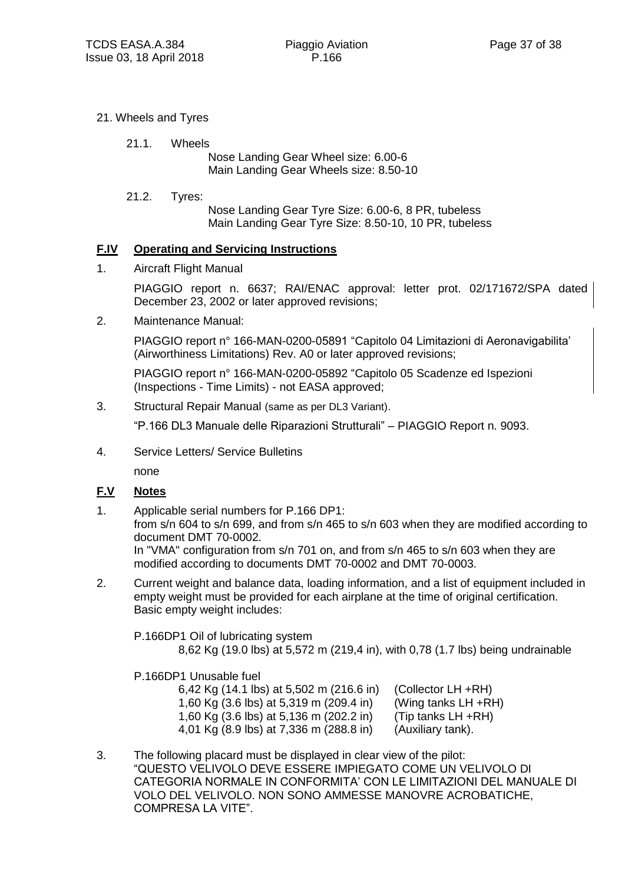21. Wheels and Tyres

21.1. Wheels

Nose Landing Gear Wheel size: 6.00-6
Main Landing Gear Wheels size: 8.50-10

21.2. Tyres:

Nose Landing Gear Tyre Size: 6.00-6, 8 PR, tubeless
Main Landing Gear Tyre Size: 8.50-10, 10 PR, tubeless

## F.IV Operating and Servicing Instructions

1. Aircraft Flight Manual

   PIAGGIO report n. 6637; RAI/ENAC approval: letter prot. 02/171672/SPA dated December 23, 2002 or later approved revisions;

2. Maintenance Manual:

   PIAGGIO report n° 166-MAN-0200-05891 "Capitolo 04 Limitazioni di Aeronavigabilita' (Airworthiness Limitations) Rev. A0 or later approved revisions;

   PIAGGIO report n° 166-MAN-0200-05892 "Capitolo 05 Scadenze ed Ispezioni (Inspections - Time Limits) - not EASA approved;

3. Structural Repair Manual (same as per DL3 Variant).

   "P.166 DL3 Manuale delle Riparazioni Strutturali" – PIAGGIO Report n. 9093.

4. Service Letters/ Service Bulletins

   none

## F.V Notes

1. Applicable serial numbers for P.166 DP1:
   from s/n 604 to s/n 699, and from s/n 465 to s/n 603 when they are modified according to document DMT 70-0002.
   In "VMA" configuration from s/n 701 on, and from s/n 465 to s/n 603 when they are modified according to documents DMT 70-0002 and DMT 70-0003.

2. Current weight and balance data, loading information, and a list of equipment included in empty weight must be provided for each airplane at the time of original certification.
   Basic empty weight includes:

   P.166DP1 Oil of lubricating system
   8,62 Kg (19.0 lbs) at 5,572 m (219,4 in), with 0,78 (1.7 lbs) being undrainable

   P.166DP1 Unusable fuel

   | | |
   |---|---|
   | 6,42 Kg (14.1 lbs) at 5,502 m (216.6 in) | (Collector LH +RH) |
   | 1,60 Kg (3.6 lbs) at 5,319 m (209.4 in) | (Wing tanks LH +RH) |
   | 1,60 Kg (3.6 lbs) at 5,136 m (202.2 in) | (Tip tanks LH +RH) |
   | 4,01 Kg (8.9 lbs) at 7,336 m (288.8 in) | (Auxiliary tank). |

3. The following placard must be displayed in clear view of the pilot:
   "QUESTO VELIVOLO DEVE ESSERE IMPIEGATO COME UN VELIVOLO DI CATEGORIA NORMALE IN CONFORMITA' CON LE LIMITAZIONI DEL MANUALE DI VOLO DEL VELIVOLO. NON SONO AMMESSE MANOVRE ACROBATICHE, COMPRESA LA VITE".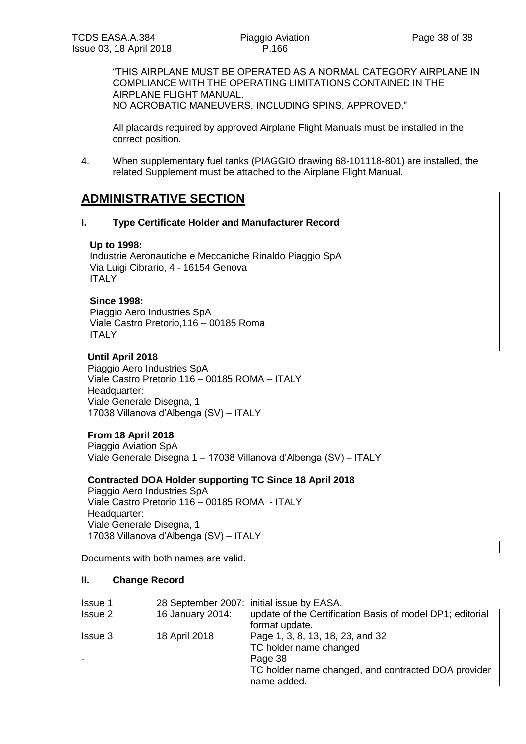"THIS AIRPLANE MUST BE OPERATED AS A NORMAL CATEGORY AIRPLANE IN COMPLIANCE WITH THE OPERATING LIMITATIONS CONTAINED IN THE AIRPLANE FLIGHT MANUAL.
NO ACROBATIC MANEUVERS, INCLUDING SPINS, APPROVED."

All placards required by approved Airplane Flight Manuals must be installed in the correct position.

4. When supplementary fuel tanks (PIAGGIO drawing 68-101118-801) are installed, the related Supplement must be attached to the Airplane Flight Manual.

# ADMINISTRATIVE SECTION

## I. Type Certificate Holder and Manufacturer Record

**Up to 1998:**
Industrie Aeronautiche e Meccaniche Rinaldo Piaggio SpA
Via Luigi Cibrario, 4 - 16154 Genova
ITALY

**Since 1998:**
Piaggio Aero Industries SpA
Viale Castro Pretorio,116 – 00185 Roma
ITALY

**Until April 2018**
Piaggio Aero Industries SpA
Viale Castro Pretorio 116 – 00185 ROMA – ITALY
Headquarter:
Viale Generale Disegna, 1
17038 Villanova d'Albenga (SV) – ITALY

**From 18 April 2018**
Piaggio Aviation SpA
Viale Generale Disegna 1 – 17038 Villanova d'Albenga (SV) – ITALY

**Contracted DOA Holder supporting TC Since 18 April 2018**
Piaggio Aero Industries SpA
Viale Castro Pretorio 116 – 00185 ROMA - ITALY
Headquarter:
Viale Generale Disegna, 1
17038 Villanova d'Albenga (SV) – ITALY

Documents with both names are valid.

## II. Change Record

| | | |
|---|---|---|
| Issue 1 | 28 September 2007: | initial issue by EASA. |
| Issue 2 | 16 January 2014: | update of the Certification Basis of model DP1; editorial format update. |
| Issue 3 | 18 April 2018 | Page 1, 3, 8, 13, 18, 23, and 32<br>TC holder name changed |
| - | | Page 38<br>TC holder name changed, and contracted DOA provider name added. |